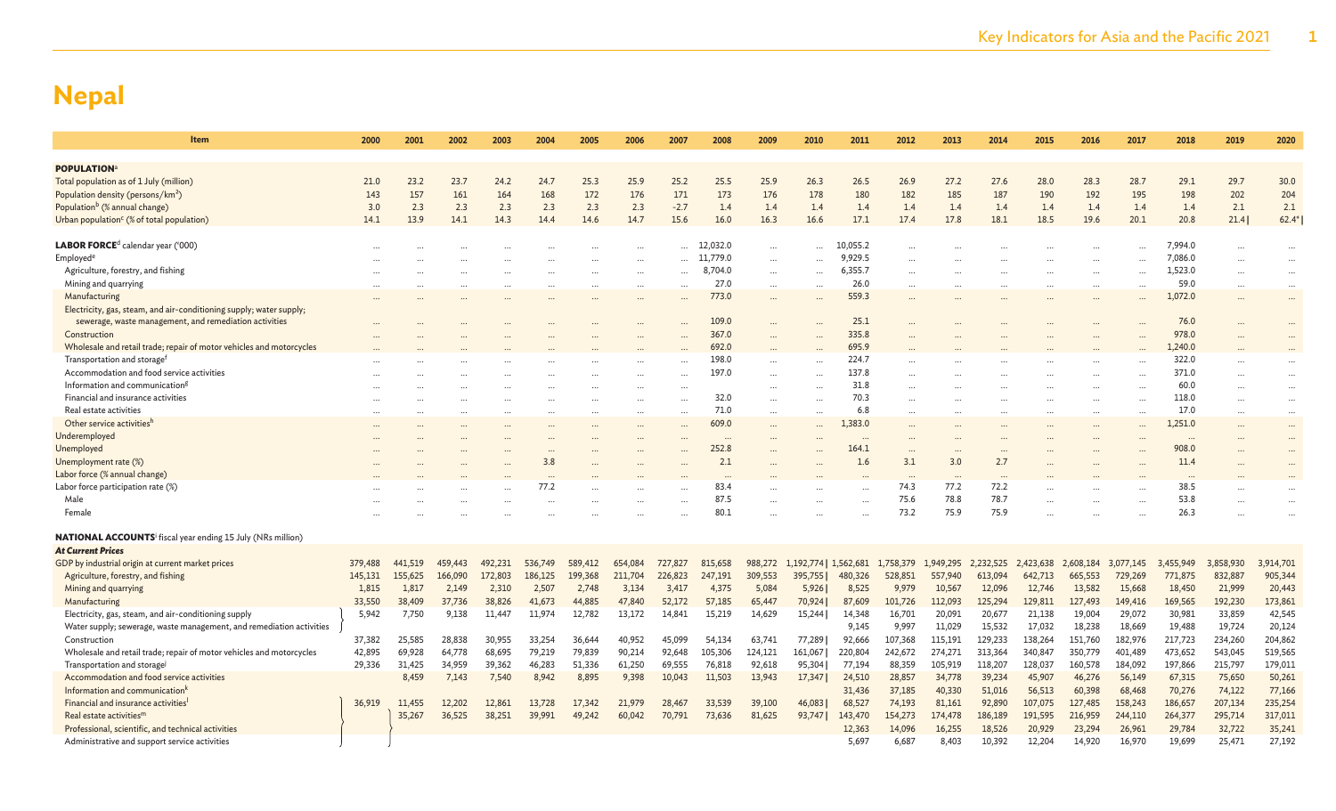# Nepal

| Item | 2000 | 2001 | 2002 | 2003 | 2004 | 2005 | 2006 | 2007 | 2008 | 2009 | 2010 | 2011 | 2012 | 2013 | 2014 | 2015 | 2016 | 2017 | 2018 | 2019 | 2020 |
|---|---|---|---|---|---|---|---|---|---|---|---|---|---|---|---|---|---|---|---|---|---|
| **POPULATION**[a] | | | | | | | | | | | | | | | | | | | | | |
| Total population as of 1 July (million) | 21.0 | 23.2 | 23.7 | 24.2 | 24.7 | 25.3 | 25.9 | 25.2 | 25.5 | 25.9 | 26.3 | 26.5 | 26.9 | 27.2 | 27.6 | 28.0 | 28.3 | 28.7 | 29.1 | 29.7 | 30.0 |
| Population density (persons/km²) | 143 | 157 | 161 | 164 | 168 | 172 | 176 | 171 | 173 | 176 | 178 | 180 | 182 | 185 | 187 | 190 | 192 | 195 | 198 | 202 | 204 |
| Population[b] (% annual change) | 3.0 | 2.3 | 2.3 | 2.3 | 2.3 | 2.3 | 2.3 | -2.7 | 1.4 | 1.4 | 1.4 | 1.4 | 1.4 | 1.4 | 1.4 | 1.4 | 1.4 | 1.4 | 1.4 | 2.1 | 2.1 |
| Urban population[c] (% of total population) | 14.1 | 13.9 | 14.1 | 14.3 | 14.4 | 14.6 | 14.7 | 15.6 | 16.0 | 16.3 | 16.6 | 17.1 | 17.4 | 17.8 | 18.1 | 18.5 | 19.6 | 20.1 | 20.8 | 21.4 \| | 62.4* \| |
| **LABOR FORCE**[d] calendar year ('000) | ... | ... | ... | ... | ... | ... | ... | ... | 12,032.0 | ... | ... | 10,055.2 | ... | ... | ... | ... | ... | ... | 7,994.0 | ... | ... |
| Employed[e] | ... | ... | ... | ... | ... | ... | ... | ... | 11,779.0 | ... | ... | 9,929.5 | ... | ... | ... | ... | ... | ... | 7,086.0 | ... | ... |
| Agriculture, forestry, and fishing | ... | ... | ... | ... | ... | ... | ... | ... | 8,704.0 | ... | ... | 6,355.7 | ... | ... | ... | ... | ... | ... | 1,523.0 | ... | ... |
| Mining and quarrying | ... | ... | ... | ... | ... | ... | ... | ... | 27.0 | ... | ... | 26.0 | ... | ... | ... | ... | ... | ... | 59.0 | ... | ... |
| Manufacturing | ... | ... | ... | ... | ... | ... | ... | ... | 773.0 | ... | ... | 559.3 | ... | ... | ... | ... | ... | ... | 1,072.0 | ... | ... |
| Electricity, gas, steam, and air-conditioning supply; water supply; sewerage, waste management, and remediation activities | ... | ... | ... | ... | ... | ... | ... | ... | 109.0 | ... | ... | 25.1 | ... | ... | ... | ... | ... | ... | 76.0 | ... | ... |
| Construction | ... | ... | ... | ... | ... | ... | ... | ... | 367.0 | ... | ... | 335.8 | ... | ... | ... | ... | ... | ... | 978.0 | ... | ... |
| Wholesale and retail trade; repair of motor vehicles and motorcycles | ... | ... | ... | ... | ... | ... | ... | ... | 692.0 | ... | ... | 695.9 | ... | ... | ... | ... | ... | ... | 1,240.0 | ... | ... |
| Transportation and storage[f] | ... | ... | ... | ... | ... | ... | ... | ... | 198.0 | ... | ... | 224.7 | ... | ... | ... | ... | ... | ... | 322.0 | ... | ... |
| Accommodation and food service activities | ... | ... | ... | ... | ... | ... | ... | ... | 197.0 | ... | ... | 137.8 | ... | ... | ... | ... | ... | ... | 371.0 | ... | ... |
| Information and communication[g] | ... | ... | ... | ... | ... | ... | ... | ... | | ... | ... | 31.8 | ... | ... | ... | ... | ... | ... | 60.0 | ... | ... |
| Financial and insurance activities | ... | ... | ... | ... | ... | ... | ... | ... | 32.0 | ... | ... | 70.3 | ... | ... | ... | ... | ... | ... | 118.0 | ... | ... |
| Real estate activities | ... | ... | ... | ... | ... | ... | ... | ... | 71.0 | ... | ... | 6.8 | ... | ... | ... | ... | ... | ... | 17.0 | ... | ... |
| Other service activities[h] | ... | ... | ... | ... | ... | ... | ... | ... | 609.0 | ... | ... | 1,383.0 | ... | ... | ... | ... | ... | ... | 1,251.0 | ... | ... |
| Underemployed | ... | ... | ... | ... | ... | ... | ... | ... | ... | ... | ... | ... | ... | ... | ... | ... | ... | ... | ... | ... | ... |
| Unemployed | ... | ... | ... | ... | ... | ... | ... | ... | 252.8 | ... | ... | 164.1 | ... | ... | ... | ... | ... | ... | 908.0 | ... | ... |
| Unemployment rate (%) | ... | ... | ... | ... | 3.8 | ... | ... | ... | 2.1 | ... | ... | 1.6 | 3.1 | 3.0 | 2.7 | ... | ... | ... | 11.4 | ... | ... |
| Labor force (% annual change) | ... | ... | ... | ... | ... | ... | ... | ... | ... | ... | ... | ... | ... | ... | ... | ... | ... | ... | ... | ... | ... |
| Labor force participation rate (%) | ... | ... | ... | ... | 77.2 | ... | ... | ... | 83.4 | ... | ... | ... | 74.3 | 77.2 | 72.2 | ... | ... | ... | 38.5 | ... | ... |
| Male | ... | ... | ... | ... | ... | ... | ... | ... | 87.5 | ... | ... | ... | 75.6 | 78.8 | 78.7 | ... | ... | ... | 53.8 | ... | ... |
| Female | ... | ... | ... | ... | ... | ... | ... | ... | 80.1 | ... | ... | ... | 73.2 | 75.9 | 75.9 | ... | ... | ... | 26.3 | ... | ... |
| **NATIONAL ACCOUNTS**[i] fiscal year ending 15 July (NRs million) | | | | | | | | | | | | | | | | | | | | | |
| ***At Current Prices*** | | | | | | | | | | | | | | | | | | | | | |
| GDP by industrial origin at current market prices | 379,488 | 441,519 | 459,443 | 492,231 | 536,749 | 589,412 | 654,084 | 727,827 | 815,658 | 988,272 | 1,192,774 \| | 1,562,681 | 1,758,379 | 1,949,295 | 2,232,525 | 2,423,638 | 2,608,184 | 3,077,145 | 3,455,949 | 3,858,930 | 3,914,701 |
| Agriculture, forestry, and fishing | 145,131 | 155,625 | 166,090 | 172,803 | 186,125 | 199,368 | 211,704 | 226,823 | 247,191 | 309,553 | 395,755 \| | 480,326 | 528,851 | 557,940 | 613,094 | 642,713 | 665,553 | 729,269 | 771,875 | 832,887 | 905,344 |
| Mining and quarrying | 1,815 | 1,817 | 2,149 | 2,310 | 2,507 | 2,748 | 3,134 | 3,417 | 4,375 | 5,084 | 5,926 \| | 8,525 | 9,979 | 10,567 | 12,096 | 12,746 | 13,582 | 15,668 | 18,450 | 21,999 | 20,443 |
| Manufacturing | 33,550 | 38,409 | 37,736 | 38,826 | 41,673 | 44,885 | 47,840 | 52,172 | 57,185 | 65,447 | 70,924 \| | 87,609 | 101,726 | 112,093 | 125,294 | 129,811 | 127,493 | 149,416 | 169,565 | 192,230 | 173,861 |
| Electricity, gas, steam, and air-conditioning supply | 5,942 | 7,750 | 9,138 | 11,447 | 11,974 | 12,782 | 13,172 | 14,841 | 15,219 | 14,629 | 15,244 \| | 14,348 | 16,701 | 20,091 | 20,677 | 21,138 | 19,004 | 29,072 | 30,981 | 33,859 | 42,545 |
| Water supply; sewerage, waste management, and remediation activities | | | | | | | | | | | | 9,145 | 9,997 | 11,029 | 15,532 | 17,032 | 18,238 | 18,669 | 19,488 | 19,724 | 20,124 |
| Construction | 37,382 | 25,585 | 28,838 | 30,955 | 33,254 | 36,644 | 40,952 | 45,099 | 54,134 | 63,741 | 77,289 \| | 92,666 | 107,368 | 115,191 | 129,233 | 138,264 | 151,760 | 182,976 | 217,723 | 234,260 | 204,862 |
| Wholesale and retail trade; repair of motor vehicles and motorcycles | 42,895 | 69,928 | 64,778 | 68,695 | 79,219 | 79,839 | 90,214 | 92,648 | 105,306 | 124,121 | 161,067 \| | 220,804 | 242,672 | 274,271 | 313,364 | 340,847 | 350,779 | 401,489 | 473,652 | 543,045 | 519,565 |
| Transportation and storage[j] | 29,336 | 31,425 | 34,959 | 39,362 | 46,283 | 51,336 | 61,250 | 69,555 | 76,818 | 92,618 | 95,304 \| | 77,194 | 88,359 | 105,919 | 118,207 | 128,037 | 160,578 | 184,092 | 197,866 | 215,797 | 179,011 |
| Accommodation and food service activities | | 8,459 | 7,143 | 7,540 | 8,942 | 8,895 | 9,398 | 10,043 | 11,503 | 13,943 | 17,347 \| | 24,510 | 28,857 | 34,778 | 39,234 | 45,907 | 46,276 | 56,149 | 67,315 | 75,650 | 50,261 |
| Information and communication[k] | | | | | | | | | | | | 31,436 | 37,185 | 40,330 | 51,016 | 56,513 | 60,398 | 68,468 | 70,276 | 74,122 | 77,166 |
| Financial and insurance activities[l] | 36,919 | 11,455 | 12,202 | 12,861 | 13,728 | 17,342 | 21,979 | 28,467 | 33,539 | 39,100 | 46,083 \| | 68,527 | 74,193 | 81,161 | 92,890 | 107,075 | 127,485 | 158,243 | 186,657 | 207,134 | 235,254 |
| Real estate activities[m] | | 35,267 | 36,525 | 38,251 | 39,991 | 49,242 | 60,042 | 70,791 | 73,636 | 81,625 | 93,747 \| | 143,470 | 154,273 | 174,478 | 186,189 | 191,595 | 216,959 | 244,110 | 264,377 | 295,714 | 317,011 |
| Professional, scientific, and technical activities | | | | | | | | | | | | 12,363 | 14,096 | 16,255 | 18,526 | 20,929 | 23,294 | 26,961 | 29,784 | 32,722 | 35,241 |
| Administrative and support service activities | | | | | | | | | | | | 5,697 | 6,687 | 8,403 | 10,392 | 12,204 | 14,920 | 16,970 | 19,699 | 25,471 | 27,192 |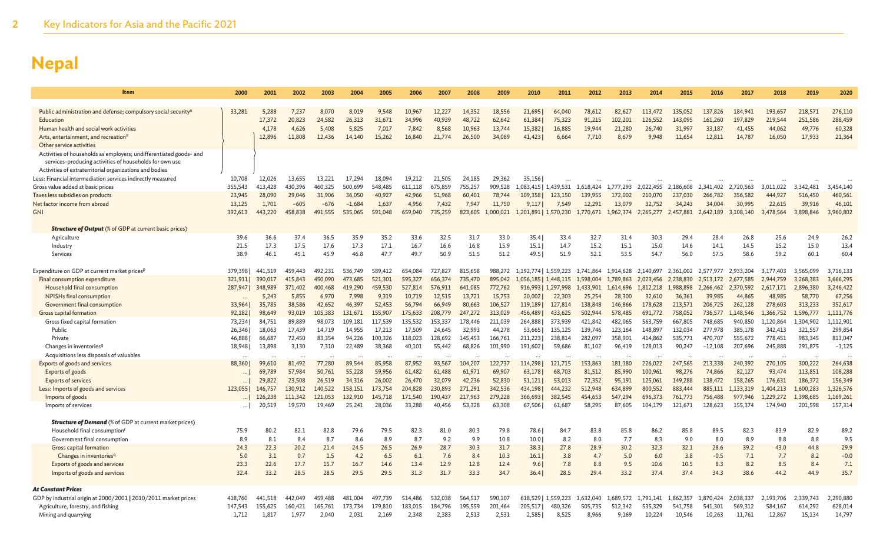# Nepal

| Item | 2000 | 2001 | 2002 | 2003 | 2004 | 2005 | 2006 | 2007 | 2008 | 2009 | 2010 | 2011 | 2012 | 2013 | 2014 | 2015 | 2016 | 2017 | 2018 | 2019 | 2020 |
|---|---|---|---|---|---|---|---|---|---|---|---|---|---|---|---|---|---|---|---|---|---|
| Public administration and defense; compulsory social security[n] | 33,281 | 5,288 | 7,237 | 8,070 | 8,019 | 9,548 | 10,967 | 12,227 | 14,352 | 18,556 | 21,695 | 64,040 | 78,612 | 82,627 | 113,472 | 135,052 | 137,826 | 184,941 | 193,657 | 218,571 | 276,110 |
| Education | | 17,372 | 20,823 | 24,582 | 26,313 | 31,671 | 34,996 | 40,939 | 48,722 | 62,642 | 61,384 | 75,323 | 91,215 | 102,201 | 126,552 | 143,095 | 161,260 | 197,829 | 219,544 | 251,586 | 288,459 |
| Human health and social work activities | | 4,178 | 4,626 | 5,408 | 5,825 | 7,017 | 7,842 | 8,568 | 10,963 | 13,744 | 15,382 | 16,885 | 19,944 | 21,280 | 26,740 | 31,997 | 33,187 | 41,455 | 44,062 | 49,776 | 60,328 |
| Arts, entertainment, and recreation[o] | | 12,896 | 11,808 | 12,436 | 14,140 | 15,262 | 16,840 | 21,774 | 26,500 | 34,089 | 41,423 | 6,664 | 7,710 | 8,679 | 9,948 | 11,654 | 12,811 | 14,787 | 16,050 | 17,933 | 21,364 |
| Other service activities | | | | | | | | | | | | | | | | | | | | | |
| Activities of households as employers; undifferentiated goods- and services-producing activities of households for own use | | | | | | | | | | | | | | | | | | | | | |
| Activities of extraterritorial organizations and bodies | | | | | | | | | | | | | | | | | | | | | |
| Less: Financial intermediation services indirectly measured | 10,708 | 12,026 | 13,655 | 13,221 | 17,294 | 18,094 | 19,212 | 21,505 | 24,185 | 29,362 | 35,156 | ... | ... | ... | ... | ... | ... | ... | ... | ... | ... |
| Gross value added at basic prices | 355,543 | 413,428 | 430,396 | 460,325 | 500,699 | 548,485 | 611,118 | 675,859 | 755,257 | 909,528 | 1,083,415 | 1,439,531 | 1,618,424 | 1,777,293 | 2,022,455 | 2,186,608 | 2,341,402 | 2,720,563 | 3,011,022 | 3,342,481 | 3,454,140 |
| Taxes less subsidies on products | 23,945 | 28,090 | 29,046 | 31,906 | 36,050 | 40,927 | 42,966 | 51,968 | 60,401 | 78,744 | 109,358 | 123,150 | 139,955 | 172,002 | 210,070 | 237,030 | 266,782 | 356,582 | 444,927 | 516,450 | 460,561 |
| Net factor income from abroad | 13,125 | 1,701 | −605 | −676 | −1,684 | 1,637 | 4,956 | 7,432 | 7,947 | 11,750 | 9,117 | 7,549 | 12,291 | 13,079 | 32,752 | 34,243 | 34,004 | 30,995 | 22,615 | 39,916 | 46,101 |
| GNI | 392,613 | 443,220 | 458,838 | 491,555 | 535,065 | 591,048 | 659,040 | 735,259 | 823,605 | 1,000,021 | 1,201,891 | 1,570,230 | 1,770,671 | 1,962,374 | 2,265,277 | 2,457,881 | 2,642,189 | 3,108,140 | 3,478,564 | 3,898,846 | 3,960,802 |
| ***Structure of Output*** (% of GDP at current basic prices) | | | | | | | | | | | | | | | | | | | | | |
| Agriculture | 39.6 | 36.6 | 37.4 | 36.5 | 35.9 | 35.2 | 33.6 | 32.5 | 31.7 | 33.0 | 35.4 | 33.4 | 32.7 | 31.4 | 30.3 | 29.4 | 28.4 | 26.8 | 25.6 | 24.9 | 26.2 |
| Industry | 21.5 | 17.3 | 17.5 | 17.6 | 17.3 | 17.1 | 16.7 | 16.6 | 16.8 | 15.9 | 15.1 | 14.7 | 15.2 | 15.1 | 15.0 | 14.6 | 14.1 | 14.5 | 15.2 | 15.0 | 13.4 |
| Services | 38.9 | 46.1 | 45.1 | 45.9 | 46.8 | 47.7 | 49.7 | 50.9 | 51.5 | 51.2 | 49.5 | 51.9 | 52.1 | 53.5 | 54.7 | 56.0 | 57.5 | 58.6 | 59.2 | 60.1 | 60.4 |
| Expenditure on GDP at current market prices[p] | 379,398 | 441,519 | 459,443 | 492,231 | 536,749 | 589,412 | 654,084 | 727,827 | 815,658 | 988,272 | 1,192,774 | 1,559,223 | 1,741,864 | 1,914,628 | 2,140,697 | 2,361,002 | 2,577,977 | 2,933,204 | 3,177,403 | 3,565,099 | 3,716,133 |
| Final consumption expenditure | 321,911 | 390,017 | 415,843 | 450,090 | 473,685 | 521,301 | 595,327 | 656,374 | 735,470 | 895,042 | 1,056,185 | 1,448,115 | 1,598,004 | 1,789,863 | 2,023,456 | 2,238,830 | 2,513,172 | 2,677,585 | 2,944,759 | 3,268,383 | 3,666,295 |
| Household final consumption | 287,947 | 348,989 | 371,402 | 400,468 | 419,290 | 459,530 | 527,814 | 576,911 | 641,085 | 772,762 | 916,993 | 1,297,998 | 1,433,901 | 1,614,696 | 1,812,218 | 1,988,898 | 2,266,402 | 2,370,592 | 2,617,171 | 2,896,380 | 3,246,422 |
| NPISHs final consumption | ... | 5,243 | 5,855 | 6,970 | 7,998 | 9,319 | 10,719 | 12,515 | 13,721 | 15,753 | 20,002 | 22,303 | 25,254 | 28,300 | 32,610 | 36,361 | 39,985 | 44,865 | 48,985 | 58,770 | 67,256 |
| Government final consumption | 33,964 | 35,785 | 38,586 | 42,652 | 46,397 | 52,453 | 56,794 | 66,949 | 80,663 | 106,527 | 119,189 | 127,814 | 138,848 | 146,866 | 178,628 | 213,571 | 206,725 | 262,128 | 278,603 | 313,233 | 352,617 |
| Gross capital formation | 92,182 | 98,649 | 93,019 | 105,383 | 131,671 | 155,907 | 175,633 | 208,779 | 247,272 | 313,029 | 456,489 | 433,625 | 502,944 | 578,485 | 691,772 | 758,052 | 736,577 | 1,148,546 | 1,366,752 | 1,596,777 | 1,111,776 |
| Gross fixed capital formation | 73,234 | 84,751 | 89,889 | 98,073 | 109,181 | 117,539 | 135,532 | 153,337 | 178,446 | 211,039 | 264,888 | 373,939 | 421,842 | 482,065 | 563,759 | 667,805 | 748,685 | 940,850 | 1,120,864 | 1,304,902 | 1,112,901 |
| Public | 26,346 | 18,063 | 17,439 | 14,719 | 14,955 | 17,213 | 17,509 | 24,645 | 32,993 | 44,278 | 53,665 | 135,125 | 139,746 | 123,164 | 148,897 | 132,034 | 277,978 | 385,178 | 342,413 | 321,557 | 299,854 |
| Private | 46,888 | 66,687 | 72,450 | 83,354 | 94,226 | 100,326 | 118,023 | 128,692 | 145,453 | 166,761 | 211,223 | 238,814 | 282,097 | 358,901 | 414,862 | 535,771 | 470,707 | 555,672 | 778,451 | 983,345 | 813,047 |
| Changes in inventories[q] | 18,948 | 13,898 | 3,130 | 7,310 | 22,489 | 38,368 | 40,101 | 55,442 | 68,826 | 101,990 | 191,602 | 59,686 | 81,102 | 96,419 | 128,013 | 90,247 | −12,108 | 207,696 | 245,888 | 291,875 | −1,125 |
| Acquisitions less disposals of valuables | ... | ... | ... | ... | ... | ... | ... | ... | ... | ... | ... | ... | ... | ... | ... | ... | ... | ... | ... | ... | ... |
| Exports of goods and services | 88,360 | 99,610 | 81,492 | 77,280 | 89,544 | 85,958 | 87,952 | 93,567 | 104,207 | 122,737 | 114,298 | 121,715 | 153,863 | 181,180 | 226,022 | 247,565 | 213,338 | 240,392 | 270,105 | 300,222 | 264,638 |
| Exports of goods | ... | 69,789 | 57,984 | 50,761 | 55,228 | 59,956 | 61,482 | 61,488 | 61,971 | 69,907 | 63,178 | 68,703 | 81,512 | 85,990 | 100,961 | 98,276 | 74,866 | 82,127 | 93,474 | 113,851 | 108,288 |
| Exports of services | ... | 29,822 | 23,508 | 26,519 | 34,316 | 26,002 | 26,470 | 32,079 | 42,236 | 52,830 | 51,121 | 53,013 | 72,352 | 95,191 | 125,061 | 149,288 | 138,472 | 158,265 | 176,631 | 186,372 | 156,349 |
| Less: Imports of goods and services | 123,055 | 146,757 | 130,912 | 140,522 | 158,151 | 173,754 | 204,828 | 230,893 | 271,291 | 342,536 | 434,198 | 444,232 | 512,948 | 634,899 | 800,552 | 883,444 | 885,111 | 1,133,319 | 1,404,213 | 1,600,283 | 1,326,576 |
| Imports of goods | ... | 126,238 | 111,342 | 121,053 | 132,910 | 145,718 | 171,540 | 190,437 | 217,963 | 279,228 | 366,693 | 382,545 | 454,653 | 547,294 | 696,373 | 761,773 | 756,488 | 977,946 | 1,229,272 | 1,398,685 | 1,169,261 |
| Imports of services | ... | 20,519 | 19,570 | 19,469 | 25,241 | 28,036 | 33,288 | 40,456 | 53,328 | 63,308 | 67,506 | 61,687 | 58,295 | 87,605 | 104,179 | 121,671 | 128,623 | 155,374 | 174,940 | 201,598 | 157,314 |
| ***Structure of Demand*** (% of GDP at current market prices) | | | | | | | | | | | | | | | | | | | | | |
| Household final consumption[r] | 75.9 | 80.2 | 82.1 | 82.8 | 79.6 | 79.5 | 82.3 | 81.0 | 80.3 | 79.8 | 78.6 | 84.7 | 83.8 | 85.8 | 86.2 | 85.8 | 89.5 | 82.3 | 83.9 | 82.9 | 89.2 |
| Government final consumption | 8.9 | 8.1 | 8.4 | 8.7 | 8.6 | 8.9 | 8.7 | 9.2 | 9.9 | 10.8 | 10.0 | 8.2 | 8.0 | 7.7 | 8.3 | 9.0 | 8.0 | 8.9 | 8.8 | 8.8 | 9.5 |
| Gross capital formation | 24.3 | 22.3 | 20.2 | 21.4 | 24.5 | 26.5 | 26.9 | 28.7 | 30.3 | 31.7 | 38.3 | 27.8 | 28.9 | 30.2 | 32.3 | 32.1 | 28.6 | 39.2 | 43.0 | 44.8 | 29.9 |
| Changes in inventories[q] | 5.0 | 3.1 | 0.7 | 1.5 | 4.2 | 6.5 | 6.1 | 7.6 | 8.4 | 10.3 | 16.1 | 3.8 | 4.7 | 5.0 | 6.0 | 3.8 | −0.5 | 7.1 | 7.7 | 8.2 | −0.0 |
| Exports of goods and services | 23.3 | 22.6 | 17.7 | 15.7 | 16.7 | 14.6 | 13.4 | 12.9 | 12.8 | 12.4 | 9.6 | 7.8 | 8.8 | 9.5 | 10.6 | 10.5 | 8.3 | 8.2 | 8.5 | 8.4 | 7.1 |
| Imports of goods and services | 32.4 | 33.2 | 28.5 | 28.5 | 29.5 | 29.5 | 31.3 | 31.7 | 33.3 | 34.7 | 36.4 | 28.5 | 29.4 | 33.2 | 37.4 | 37.4 | 34.3 | 38.6 | 44.2 | 44.9 | 35.7 |
| ***At Constant Prices*** | | | | | | | | | | | | | | | | | | | | | |
| GDP by industrial origin at 2000/2001 \| 2010/2011 market prices | 418,760 | 441,518 | 442,049 | 459,488 | 481,004 | 497,739 | 514,486 | 532,038 | 564,517 | 590,107 | 618,529 | 1,559,223 | 1,632,040 | 1,689,572 | 1,791,141 | 1,862,357 | 1,870,424 | 2,038,337 | 2,193,706 | 2,339,743 | 2,290,880 |
| Agriculture, forestry, and fishing | 147,543 | 155,625 | 160,421 | 165,761 | 173,734 | 179,810 | 183,015 | 184,796 | 195,559 | 201,464 | 205,517 | 480,326 | 505,735 | 512,342 | 535,329 | 541,758 | 541,301 | 569,312 | 584,167 | 614,292 | 628,014 |
| Mining and quarrying | 1,712 | 1,817 | 1,977 | 2,040 | 2,031 | 2,169 | 2,348 | 2,383 | 2,513 | 2,531 | 2,585 | 8,525 | 8,966 | 9,169 | 10,224 | 10,546 | 10,263 | 11,761 | 12,867 | 15,134 | 14,797 |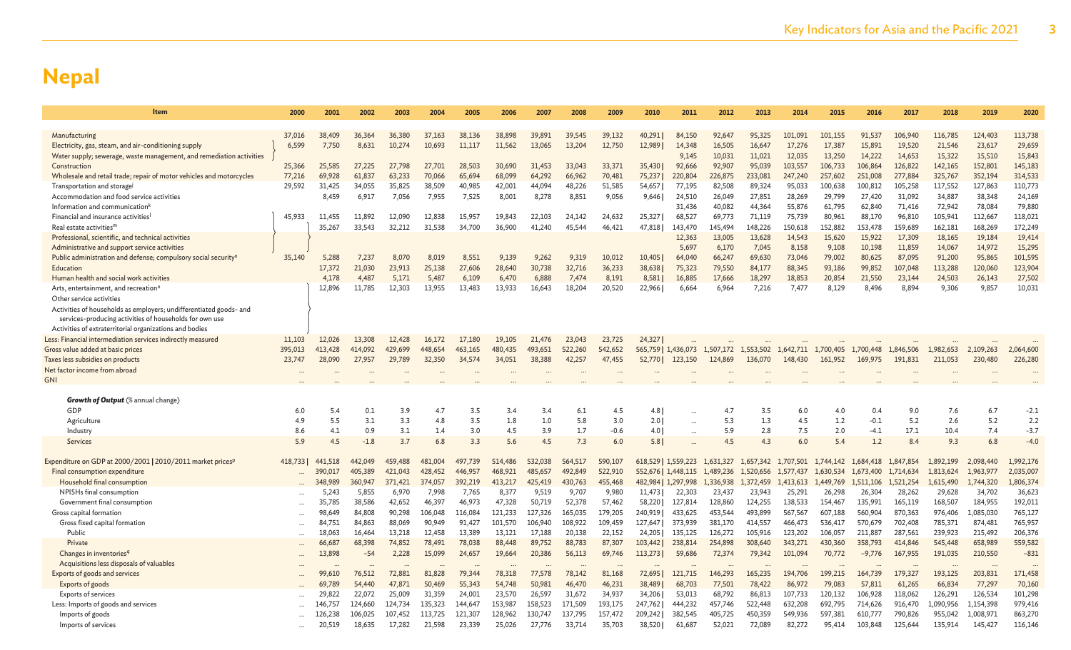# Nepal

| Item | 2000 | 2001 | 2002 | 2003 | 2004 | 2005 | 2006 | 2007 | 2008 | 2009 | 2010 | 2011 | 2012 | 2013 | 2014 | 2015 | 2016 | 2017 | 2018 | 2019 | 2020 |
|---|---|---|---|---|---|---|---|---|---|---|---|---|---|---|---|---|---|---|---|---|---|
| Manufacturing | 37,016 | 38,409 | 36,364 | 36,380 | 37,163 | 38,136 | 38,898 | 39,891 | 39,545 | 39,132 | 40,291 | 84,150 | 92,647 | 95,325 | 101,091 | 101,155 | 91,537 | 106,940 | 116,785 | 124,403 | 113,738 |
| Electricity, gas, steam, and air-conditioning supply | 6,599 | 7,750 | 8,631 | 10,274 | 10,693 | 11,117 | 11,562 | 13,065 | 13,204 | 12,750 | 12,989 | 14,348 | 16,505 | 16,647 | 17,276 | 17,387 | 15,891 | 19,520 | 21,546 | 23,617 | 29,659 |
| Water supply; sewerage, waste management, and remediation activities | | | | | | | | | | | | 9,145 | 10,031 | 11,021 | 12,035 | 13,250 | 14,222 | 14,653 | 15,322 | 15,510 | 15,843 |
| Construction | 25,366 | 25,585 | 27,225 | 27,798 | 27,701 | 28,503 | 30,690 | 31,453 | 33,043 | 33,371 | 35,430 | 92,666 | 92,907 | 95,039 | 103,557 | 106,733 | 106,864 | 126,822 | 142,165 | 152,801 | 145,183 |
| Wholesale and retail trade; repair of motor vehicles and motorcycles | 77,216 | 69,928 | 61,837 | 63,233 | 70,066 | 65,694 | 68,099 | 64,292 | 66,962 | 70,481 | 75,237 | 220,804 | 226,875 | 233,081 | 247,240 | 257,602 | 251,008 | 277,884 | 325,767 | 352,194 | 314,533 |
| Transportation and storage[j] | 29,592 | 31,425 | 34,055 | 35,825 | 38,509 | 40,985 | 42,001 | 44,094 | 48,226 | 51,585 | 54,657 | 77,195 | 82,508 | 89,324 | 95,033 | 100,638 | 100,812 | 105,258 | 117,552 | 127,863 | 110,773 |
| Accommodation and food service activities | | 8,459 | 6,917 | 7,056 | 7,955 | 7,525 | 8,001 | 8,278 | 8,851 | 9,056 | 9,646 | 24,510 | 26,049 | 27,851 | 28,269 | 29,799 | 27,420 | 31,092 | 34,887 | 38,348 | 24,169 |
| Information and communication[k] | | | | | | | | | | | | 31,436 | 40,082 | 44,364 | 55,876 | 61,795 | 62,840 | 71,416 | 72,942 | 78,084 | 79,880 |
| Financial and insurance activities[l] | 45,933 | 11,455 | 11,892 | 12,090 | 12,838 | 15,957 | 19,843 | 22,103 | 24,142 | 24,632 | 25,327 | 68,527 | 69,773 | 71,119 | 75,739 | 80,961 | 88,170 | 96,810 | 105,941 | 112,667 | 118,021 |
| Real estate activities[m] | | 35,267 | 33,543 | 32,212 | 31,538 | 34,700 | 36,900 | 41,240 | 45,544 | 46,421 | 47,818 | 143,470 | 145,494 | 148,226 | 150,618 | 152,882 | 153,478 | 159,689 | 162,181 | 168,269 | 172,249 |
| Professional, scientific, and technical activities | | | | | | | | | | | | 12,363 | 13,005 | 13,628 | 14,543 | 15,620 | 15,922 | 17,309 | 18,165 | 19,184 | 19,414 |
| Administrative and support service activities | | | | | | | | | | | | 5,697 | 6,170 | 7,045 | 8,158 | 9,108 | 10,198 | 11,859 | 14,067 | 14,972 | 15,295 |
| Public administration and defense; compulsory social security[n] | 35,140 | 5,288 | 7,237 | 8,070 | 8,019 | 8,551 | 9,139 | 9,262 | 9,319 | 10,012 | 10,405 | 64,040 | 66,247 | 69,630 | 73,046 | 79,002 | 80,625 | 87,095 | 91,200 | 95,865 | 101,595 |
| Education | | 17,372 | 21,030 | 23,913 | 25,138 | 27,606 | 28,640 | 30,738 | 32,716 | 36,233 | 38,638 | 75,323 | 79,550 | 84,177 | 88,345 | 93,186 | 99,852 | 107,048 | 113,288 | 120,060 | 123,904 |
| Human health and social work activities | | 4,178 | 4,487 | 5,171 | 5,487 | 6,109 | 6,470 | 6,888 | 7,474 | 8,191 | 8,581 | 16,885 | 17,666 | 18,297 | 18,853 | 20,854 | 21,550 | 23,144 | 24,503 | 26,143 | 27,502 |
| Arts, entertainment, and recreation[o] | | 12,896 | 11,785 | 12,303 | 13,955 | 13,483 | 13,933 | 16,643 | 18,204 | 20,520 | 22,966 | 6,664 | 6,964 | 7,216 | 7,477 | 8,129 | 8,496 | 8,894 | 9,306 | 9,857 | 10,031 |
| Other service activities | | | | | | | | | | | | | | | | | | | | | |
| Activities of households as employers; undifferentiated goods- and services-producing activities of households for own use | | | | | | | | | | | | | | | | | | | | | |
| Activities of extraterritorial organizations and bodies | | | | | | | | | | | | | | | | | | | | | |
| Less: Financial intermediation services indirectly measured | 11,103 | 12,026 | 13,308 | 12,428 | 16,172 | 17,180 | 19,105 | 21,476 | 23,043 | 23,725 | 24,327 | ... | ... | ... | ... | ... | ... | ... | ... | ... | ... |
| Gross value added at basic prices | 395,013 | 413,428 | 414,092 | 429,699 | 448,654 | 463,165 | 480,435 | 493,651 | 522,260 | 542,652 | 565,759 | 1,436,073 | 1,507,172 | 1,553,502 | 1,642,711 | 1,700,405 | 1,700,448 | 1,846,506 | 1,982,653 | 2,109,263 | 2,064,600 |
| Taxes less subsidies on products | 23,747 | 28,090 | 27,957 | 29,789 | 32,350 | 34,574 | 34,051 | 38,388 | 42,257 | 47,455 | 52,770 | 123,150 | 124,869 | 136,070 | 148,430 | 161,952 | 169,975 | 191,831 | 211,053 | 230,480 | 226,280 |
| Net factor income from abroad | ... | ... | ... | ... | ... | ... | ... | ... | ... | ... | ... | ... | ... | ... | ... | ... | ... | ... | ... | ... | ... |
| GNI | ... | ... | ... | ... | ... | ... | ... | ... | ... | ... | ... | ... | ... | ... | ... | ... | ... | ... | ... | ... | ... |
| ***Growth of Output*** (% annual change) | | | | | | | | | | | | | | | | | | | | | |
| GDP | 6.0 | 5.4 | 0.1 | 3.9 | 4.7 | 3.5 | 3.4 | 3.4 | 6.1 | 4.5 | 4.8 | ... | 4.7 | 3.5 | 6.0 | 4.0 | 0.4 | 9.0 | 7.6 | 6.7 | -2.1 |
| Agriculture | 4.9 | 5.5 | 3.1 | 3.3 | 4.8 | 3.5 | 1.8 | 1.0 | 5.8 | 3.0 | 2.0 | ... | 5.3 | 1.3 | 4.5 | 1.2 | -0.1 | 5.2 | 2.6 | 5.2 | 2.2 |
| Industry | 8.6 | 4.1 | 0.9 | 3.1 | 1.4 | 3.0 | 4.5 | 3.9 | 1.7 | -0.6 | 4.0 | ... | 5.9 | 2.8 | 7.5 | 2.0 | -4.1 | 17.1 | 10.4 | 7.4 | -3.7 |
| Services | 5.9 | 4.5 | -1.8 | 3.7 | 6.8 | 3.3 | 5.6 | 4.5 | 7.3 | 6.0 | 5.8 | ... | 4.5 | 4.3 | 6.0 | 5.4 | 1.2 | 8.4 | 9.3 | 6.8 | -4.0 |
| Expenditure on GDP at 2000/2001 \| 2010/2011 market prices[p] | 418,733 | 441,518 | 442,049 | 459,488 | 481,004 | 497,739 | 514,486 | 532,038 | 564,517 | 590,107 | 618,529 | 1,559,223 | 1,631,327 | 1,657,342 | 1,707,501 | 1,744,142 | 1,684,418 | 1,847,854 | 1,892,199 | 2,098,440 | 1,992,176 |
| Final consumption expenditure | ... | 390,017 | 405,389 | 421,043 | 428,452 | 446,957 | 468,921 | 485,657 | 492,849 | 522,910 | 552,676 | 1,448,115 | 1,489,236 | 1,520,656 | 1,577,437 | 1,630,534 | 1,673,400 | 1,714,634 | 1,813,624 | 1,963,977 | 2,035,007 |
| Household final consumption | ... | 348,989 | 360,947 | 371,421 | 374,057 | 392,219 | 413,217 | 425,419 | 430,763 | 455,468 | 482,984 | 1,297,998 | 1,336,938 | 1,372,459 | 1,413,613 | 1,449,769 | 1,511,106 | 1,521,254 | 1,615,490 | 1,744,320 | 1,806,374 |
| NPISHs final consumption | ... | 5,243 | 5,855 | 6,970 | 7,998 | 7,765 | 8,377 | 9,519 | 9,707 | 9,980 | 11,473 | 22,303 | 23,437 | 23,943 | 25,291 | 26,298 | 26,304 | 28,262 | 29,628 | 34,702 | 36,623 |
| Government final consumption | ... | 35,785 | 38,586 | 42,652 | 46,397 | 46,973 | 47,328 | 50,719 | 52,378 | 57,462 | 58,220 | 127,814 | 128,860 | 124,255 | 138,533 | 154,467 | 135,991 | 165,119 | 168,507 | 184,955 | 192,011 |
| Gross capital formation | ... | 98,649 | 84,808 | 90,298 | 106,048 | 116,084 | 121,233 | 127,326 | 165,035 | 179,205 | 240,919 | 433,625 | 453,544 | 493,899 | 567,567 | 607,188 | 560,904 | 870,363 | 976,406 | 1,085,030 | 765,127 |
| Gross fixed capital formation | ... | 84,751 | 84,863 | 88,069 | 90,949 | 91,427 | 101,570 | 106,940 | 108,922 | 109,459 | 127,647 | 373,939 | 381,170 | 414,557 | 466,473 | 536,417 | 570,679 | 702,408 | 785,371 | 874,481 | 765,957 |
| Public | ... | 18,063 | 16,464 | 13,218 | 12,458 | 13,389 | 13,121 | 17,188 | 20,138 | 22,152 | 24,205 | 135,125 | 126,272 | 105,916 | 123,202 | 106,057 | 211,887 | 287,561 | 239,923 | 215,492 | 206,376 |
| Private | ... | 66,687 | 68,398 | 74,852 | 78,491 | 78,038 | 88,448 | 89,752 | 88,783 | 87,307 | 103,442 | 238,814 | 254,898 | 308,640 | 343,271 | 430,360 | 358,793 | 414,846 | 545,448 | 658,989 | 559,582 |
| Changes in inventories[q] | ... | 13,898 | -54 | 2,228 | 15,099 | 24,657 | 19,664 | 20,386 | 56,113 | 69,746 | 113,273 | 59,686 | 72,374 | 79,342 | 101,094 | 70,772 | -9,776 | 167,955 | 191,035 | 210,550 | -831 |
| Acquisitions less disposals of valuables | ... | ... | ... | ... | ... | ... | ... | ... | ... | ... | ... | ... | ... | ... | ... | ... | ... | ... | ... | ... | ... |
| Exports of goods and services | ... | 99,610 | 76,512 | 72,881 | 81,828 | 79,344 | 78,318 | 77,578 | 78,142 | 81,168 | 72,695 | 121,715 | 146,293 | 165,235 | 194,706 | 199,215 | 164,739 | 179,327 | 193,125 | 203,831 | 171,458 |
| Exports of goods | ... | 69,789 | 54,440 | 47,871 | 50,469 | 55,343 | 54,748 | 50,981 | 46,470 | 46,231 | 38,489 | 68,703 | 77,501 | 78,422 | 86,972 | 79,083 | 57,811 | 61,265 | 66,834 | 77,297 | 70,160 |
| Exports of services | ... | 29,822 | 22,072 | 25,009 | 31,359 | 24,001 | 23,570 | 26,597 | 31,672 | 34,937 | 34,206 | 53,013 | 68,792 | 86,813 | 107,733 | 120,132 | 106,928 | 118,062 | 126,291 | 126,534 | 101,298 |
| Less: Imports of goods and services | ... | 146,757 | 124,660 | 124,734 | 135,323 | 144,647 | 153,987 | 158,523 | 171,509 | 193,175 | 247,762 | 444,232 | 457,746 | 522,448 | 632,208 | 692,795 | 714,626 | 916,470 | 1,090,956 | 1,154,398 | 979,416 |
| Imports of goods | ... | 126,238 | 106,025 | 107,452 | 113,725 | 121,307 | 128,962 | 130,747 | 137,795 | 157,472 | 209,242 | 382,545 | 405,725 | 450,359 | 549,936 | 597,381 | 610,777 | 790,826 | 955,042 | 1,008,971 | 863,270 |
| Imports of services | ... | 20,519 | 18,635 | 17,282 | 21,598 | 23,339 | 25,026 | 27,776 | 33,714 | 35,703 | 38,520 | 61,687 | 52,021 | 72,089 | 82,272 | 95,414 | 103,848 | 125,644 | 135,914 | 145,427 | 116,146 |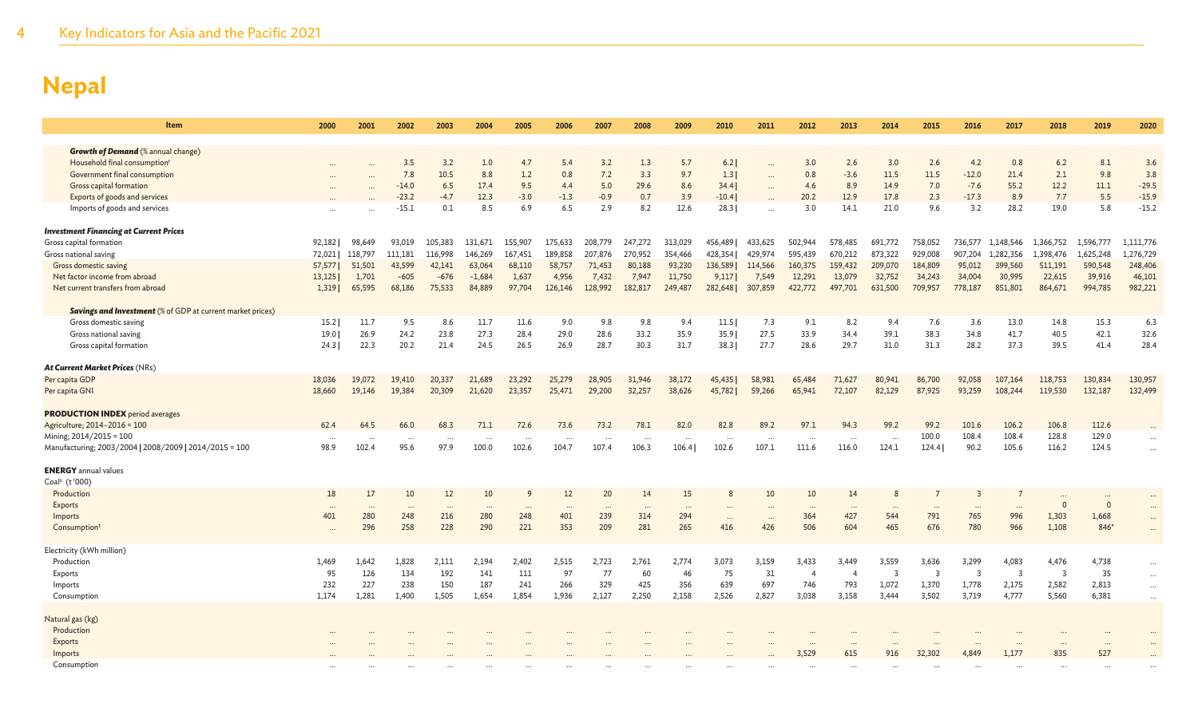# Nepal

| Item | 2000 | 2001 | 2002 | 2003 | 2004 | 2005 | 2006 | 2007 | 2008 | 2009 | 2010 | 2011 | 2012 | 2013 | 2014 | 2015 | 2016 | 2017 | 2018 | 2019 | 2020 |
|---|---|---|---|---|---|---|---|---|---|---|---|---|---|---|---|---|---|---|---|---|---|
| ***Growth of Demand*** *(% annual change)* | | | | | | | | | | | | | | | | | | | | | |
| Household final consumption[r] | ... | ... | 3.5 | 3.2 | 1.0 | 4.7 | 5.4 | 3.2 | 1.3 | 5.7 | 6.2 \| | ... | 3.0 | 2.6 | 3.0 | 2.6 | 4.2 | 0.8 | 6.2 | 8.1 | 3.6 |
| Government final consumption | ... | ... | 7.8 | 10.5 | 8.8 | 1.2 | 0.8 | 7.2 | 3.3 | 9.7 | 1.3 \| | ... | 0.8 | -3.6 | 11.5 | 11.5 | -12.0 | 21.4 | 2.1 | 9.8 | 3.8 |
| Gross capital formation | ... | ... | -14.0 | 6.5 | 17.4 | 9.5 | 4.4 | 5.0 | 29.6 | 8.6 | 34.4 \| | ... | 4.6 | 8.9 | 14.9 | 7.0 | -7.6 | 55.2 | 12.2 | 11.1 | -29.5 |
| Exports of goods and services | ... | ... | -23.2 | -4.7 | 12.3 | -3.0 | -1.3 | -0.9 | 0.7 | 3.9 | -10.4 \| | ... | 20.2 | 12.9 | 17.8 | 2.3 | -17.3 | 8.9 | 7.7 | 5.5 | -15.9 |
| Imports of goods and services | ... | ... | -15.1 | 0.1 | 8.5 | 6.9 | 6.5 | 2.9 | 8.2 | 12.6 | 28.3 \| | ... | 3.0 | 14.1 | 21.0 | 9.6 | 3.2 | 28.2 | 19.0 | 5.8 | -15.2 |
| ***Investment Financing at Current Prices*** | | | | | | | | | | | | | | | | | | | | | |
| Gross capital formation | 92,182 \| | 98,649 | 93,019 | 105,383 | 131,671 | 155,907 | 175,633 | 208,779 | 247,272 | 313,029 | 456,489 \| | 433,625 | 502,944 | 578,485 | 691,772 | 758,052 | 736,577 | 1,148,546 | 1,366,752 | 1,596,777 | 1,111,776 |
| Gross national saving | 72,021 \| | 118,797 | 111,181 | 116,998 | 146,269 | 167,451 | 189,858 | 207,876 | 270,952 | 354,466 | 428,354 \| | 429,974 | 595,439 | 670,212 | 873,322 | 929,008 | 907,204 | 1,282,356 | 1,398,476 | 1,625,248 | 1,276,729 |
| Gross domestic saving | 57,577 \| | 51,501 | 43,599 | 42,141 | 63,064 | 68,110 | 58,757 | 71,453 | 80,188 | 93,230 | 136,589 \| | 114,566 | 160,375 | 159,432 | 209,070 | 184,809 | 95,012 | 399,560 | 511,191 | 590,548 | 248,406 |
| Net factor income from abroad | 13,125 \| | 1,701 | -605 | -676 | -1,684 | 1,637 | 4,956 | 7,432 | 7,947 | 11,750 | 9,117 \| | 7,549 | 12,291 | 13,079 | 32,752 | 34,243 | 34,004 | 30,995 | 22,615 | 39,916 | 46,101 |
| Net current transfers from abroad | 1,319 \| | 65,595 | 68,186 | 75,533 | 84,889 | 97,704 | 126,146 | 128,992 | 182,817 | 249,487 | 282,648 \| | 307,859 | 422,772 | 497,701 | 631,500 | 709,957 | 778,187 | 851,801 | 864,671 | 994,785 | 982,221 |
| ***Savings and Investment*** *(% of GDP at current market prices)* | | | | | | | | | | | | | | | | | | | | | |
| Gross domestic saving | 15.2 \| | 11.7 | 9.5 | 8.6 | 11.7 | 11.6 | 9.0 | 9.8 | 9.8 | 9.4 | 11.5 \| | 7.3 | 9.1 | 8.2 | 9.4 | 7.6 | 3.6 | 13.0 | 14.8 | 15.3 | 6.3 |
| Gross national saving | 19.0 \| | 26.9 | 24.2 | 23.8 | 27.3 | 28.4 | 29.0 | 28.6 | 33.2 | 35.9 | 35.9 \| | 27.5 | 33.9 | 34.4 | 39.1 | 38.3 | 34.8 | 41.7 | 40.5 | 42.1 | 32.6 |
| Gross capital formation | 24.3 \| | 22.3 | 20.2 | 21.4 | 24.5 | 26.5 | 26.9 | 28.7 | 30.3 | 31.7 | 38.3 \| | 27.7 | 28.6 | 29.7 | 31.0 | 31.3 | 28.2 | 37.3 | 39.5 | 41.4 | 28.4 |
| ***At Current Market Prices*** (NRs) | | | | | | | | | | | | | | | | | | | | | |
| Per capita GDP | 18,036 | 19,072 | 19,410 | 20,337 | 21,689 | 23,292 | 25,279 | 28,905 | 31,946 | 38,172 | 45,435 \| | 58,981 | 65,484 | 71,627 | 80,941 | 86,700 | 92,058 | 107,164 | 118,753 | 130,834 | 130,957 |
| Per capita GNI | 18,660 | 19,146 | 19,384 | 20,309 | 21,620 | 23,357 | 25,471 | 29,200 | 32,257 | 38,626 | 45,782 \| | 59,266 | 65,941 | 72,107 | 82,129 | 87,925 | 93,259 | 108,244 | 119,530 | 132,187 | 132,499 |
| **PRODUCTION INDEX** period averages | | | | | | | | | | | | | | | | | | | | | |
| Agriculture; 2014–2016 = 100 | 62.4 | 64.5 | 66.0 | 68.3 | 71.1 | 72.6 | 73.6 | 73.2 | 78.1 | 82.0 | 82.8 | 89.2 | 97.1 | 94.3 | 99.2 | 99.2 | 101.6 | 106.2 | 106.8 | 112.6 | ... |
| Mining; 2014/2015 = 100 | ... | ... | ... | ... | ... | ... | ... | ... | ... | ... | ... | ... | ... | ... | ... | 100.0 | 108.4 | 108.4 | 128.8 | 129.0 | ... |
| Manufacturing; 2003/2004 \| 2008/2009 \| 2014/2015 = 100 | 98.9 | 102.4 | 95.6 | 97.9 | 100.0 | 102.6 | 104.7 | 107.4 | 106.3 | 106.4 \| | 102.6 | 107.1 | 111.6 | 116.0 | 124.1 | 124.4 \| | 90.2 | 105.6 | 116.2 | 124.5 | ... |
| **ENERGY** annual values | | | | | | | | | | | | | | | | | | | | | |
| Coal[s] (t '000) | | | | | | | | | | | | | | | | | | | | | |
| Production | 18 | 17 | 10 | 12 | 10 | 9 | 12 | 20 | 14 | 15 | 8 | 10 | 10 | 14 | 8 | 7 | 3 | 7 | ... | ... | ... |
| Exports | ... | ... | ... | ... | ... | ... | ... | ... | ... | ... | ... | ... | ... | ... | ... | ... | ... | ... | 0 | 0 | ... |
| Imports | 401 | 280 | 248 | 216 | 280 | 248 | 401 | 239 | 314 | 294 | ... | ... | 364 | 427 | 544 | 791 | 765 | 996 | 1,303 | 1,668 | ... |
| Consumption[t] | ... | 296 | 258 | 228 | 290 | 221 | 353 | 209 | 281 | 265 | 416 | 426 | 506 | 604 | 465 | 676 | 780 | 966 | 1,108 | 846[v] | ... |
| Electricity (kWh million) | | | | | | | | | | | | | | | | | | | | | |
| Production | 1,469 | 1,642 | 1,828 | 2,111 | 2,194 | 2,402 | 2,515 | 2,723 | 2,761 | 2,774 | 3,073 | 3,159 | 3,433 | 3,449 | 3,559 | 3,636 | 3,299 | 4,083 | 4,476 | 4,738 | ... |
| Exports | 95 | 126 | 134 | 192 | 141 | 111 | 97 | 77 | 60 | 46 | 75 | 31 | 4 | 4 | 3 | 3 | 3 | 3 | 3 | 35 | ... |
| Imports | 232 | 227 | 238 | 150 | 187 | 241 | 266 | 329 | 425 | 356 | 639 | 697 | 746 | 793 | 1,072 | 1,370 | 1,778 | 2,175 | 2,582 | 2,813 | ... |
| Consumption | 1,174 | 1,281 | 1,400 | 1,505 | 1,654 | 1,854 | 1,936 | 2,127 | 2,250 | 2,158 | 2,526 | 2,827 | 3,038 | 3,158 | 3,444 | 3,502 | 3,719 | 4,777 | 5,560 | 6,381 | ... |
| Natural gas (kg) | | | | | | | | | | | | | | | | | | | | | |
| Production | ... | ... | ... | ... | ... | ... | ... | ... | ... | ... | ... | ... | ... | ... | ... | ... | ... | ... | ... | ... | ... |
| Exports | ... | ... | ... | ... | ... | ... | ... | ... | ... | ... | ... | ... | ... | ... | ... | ... | ... | ... | ... | ... | ... |
| Imports | ... | ... | ... | ... | ... | ... | ... | ... | ... | ... | ... | ... | 3,529 | 615 | 916 | 32,302 | 4,849 | 1,177 | 835 | 527 | ... |
| Consumption | ... | ... | ... | ... | ... | ... | ... | ... | ... | ... | ... | ... | ... | ... | ... | ... | ... | ... | ... | ... | ... |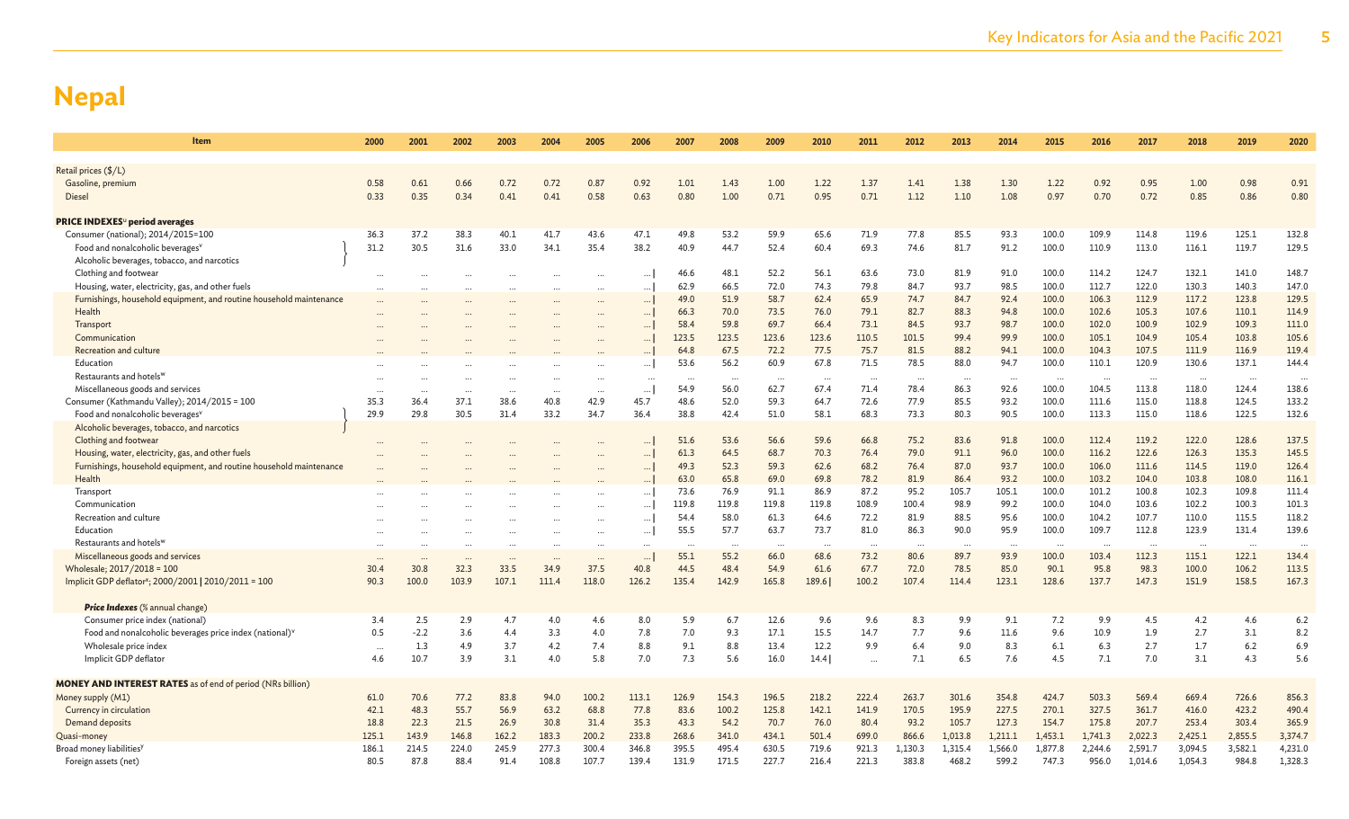# Nepal

| Item | 2000 | 2001 | 2002 | 2003 | 2004 | 2005 | 2006 | 2007 | 2008 | 2009 | 2010 | 2011 | 2012 | 2013 | 2014 | 2015 | 2016 | 2017 | 2018 | 2019 | 2020 |
|---|---|---|---|---|---|---|---|---|---|---|---|---|---|---|---|---|---|---|---|---|---|
| Retail prices ($/L) | | | | | | | | | | | | | | | | | | | | | |
| Gasoline, premium | 0.58 | 0.61 | 0.66 | 0.72 | 0.72 | 0.87 | 0.92 | 1.01 | 1.43 | 1.00 | 1.22 | 1.37 | 1.41 | 1.38 | 1.30 | 1.22 | 0.92 | 0.95 | 1.00 | 0.98 | 0.91 |
| Diesel | 0.33 | 0.35 | 0.34 | 0.41 | 0.41 | 0.58 | 0.63 | 0.80 | 1.00 | 0.71 | 0.95 | 0.71 | 1.12 | 1.10 | 1.08 | 0.97 | 0.70 | 0.72 | 0.85 | 0.86 | 0.80 |
| **PRICE INDEXES[u] period averages** | | | | | | | | | | | | | | | | | | | | | |
| Consumer (national); 2014/2015=100 | 36.3 | 37.2 | 38.3 | 40.1 | 41.7 | 43.6 | 47.1 | 49.8 | 53.2 | 59.9 | 65.6 | 71.9 | 77.8 | 85.5 | 93.3 | 100.0 | 109.9 | 114.8 | 119.6 | 125.1 | 132.8 |
| Food and nonalcoholic beverages[v] / Alcoholic beverages, tobacco, and narcotics | 31.2 | 30.5 | 31.6 | 33.0 | 34.1 | 35.4 | 38.2 | 40.9 | 44.7 | 52.4 | 60.4 | 69.3 | 74.6 | 81.7 | 91.2 | 100.0 | 110.9 | 113.0 | 116.1 | 119.7 | 129.5 |
| Clothing and footwear | ... | ... | ... | ... | ... | ... | ... \| | 46.6 | 48.1 | 52.2 | 56.1 | 63.6 | 73.0 | 81.9 | 91.0 | 100.0 | 114.2 | 124.7 | 132.1 | 141.0 | 148.7 |
| Housing, water, electricity, gas, and other fuels | ... | ... | ... | ... | ... | ... | ... \| | 62.9 | 66.5 | 72.0 | 74.3 | 79.8 | 84.7 | 93.7 | 98.5 | 100.0 | 112.7 | 122.0 | 130.3 | 140.3 | 147.0 |
| Furnishings, household equipment, and routine household maintenance | ... | ... | ... | ... | ... | ... | ... \| | 49.0 | 51.9 | 58.7 | 62.4 | 65.9 | 74.7 | 84.7 | 92.4 | 100.0 | 106.3 | 112.9 | 117.2 | 123.8 | 129.5 |
| Health | ... | ... | ... | ... | ... | ... | ... \| | 66.3 | 70.0 | 73.5 | 76.0 | 79.1 | 82.7 | 88.3 | 94.8 | 100.0 | 102.6 | 105.3 | 107.6 | 110.1 | 114.9 |
| Transport | ... | ... | ... | ... | ... | ... | ... \| | 58.4 | 59.8 | 69.7 | 66.4 | 73.1 | 84.5 | 93.7 | 98.7 | 100.0 | 102.0 | 100.9 | 102.9 | 109.3 | 111.0 |
| Communication | ... | ... | ... | ... | ... | ... | ... \| | 123.5 | 123.5 | 123.6 | 123.6 | 110.5 | 101.5 | 99.4 | 99.9 | 100.0 | 105.1 | 104.9 | 105.4 | 103.8 | 105.6 |
| Recreation and culture | ... | ... | ... | ... | ... | ... | ... \| | 64.8 | 67.5 | 72.2 | 77.5 | 75.7 | 81.5 | 88.2 | 94.1 | 100.0 | 104.3 | 107.5 | 111.9 | 116.9 | 119.4 |
| Education | ... | ... | ... | ... | ... | ... | ... \| | 53.6 | 56.2 | 60.9 | 67.8 | 71.5 | 78.5 | 88.0 | 94.7 | 100.0 | 110.1 | 120.9 | 130.6 | 137.1 | 144.4 |
| Restaurants and hotels[w] | ... | ... | ... | ... | ... | ... | ... | ... | ... | ... | ... | ... | ... | ... | ... | ... | ... | ... | ... | ... | ... |
| Miscellaneous goods and services | ... | ... | ... | ... | ... | ... | ... \| | 54.9 | 56.0 | 62.7 | 67.4 | 71.4 | 78.4 | 86.3 | 92.6 | 100.0 | 104.5 | 113.8 | 118.0 | 124.4 | 138.6 |
| Consumer (Kathmandu Valley); 2014/2015 = 100 | 35.3 | 36.4 | 37.1 | 38.6 | 40.8 | 42.9 | 45.7 | 48.6 | 52.0 | 59.3 | 64.7 | 72.6 | 77.9 | 85.5 | 93.2 | 100.0 | 111.6 | 115.0 | 118.8 | 124.5 | 133.2 |
| Food and nonalcoholic beverages[v] / Alcoholic beverages, tobacco, and narcotics | 29.9 | 29.8 | 30.5 | 31.4 | 33.2 | 34.7 | 36.4 | 38.8 | 42.4 | 51.0 | 58.1 | 68.3 | 73.3 | 80.3 | 90.5 | 100.0 | 113.3 | 115.0 | 118.6 | 122.5 | 132.6 |
| Clothing and footwear | ... | ... | ... | ... | ... | ... | ... \| | 51.6 | 53.6 | 56.6 | 59.6 | 66.8 | 75.2 | 83.6 | 91.8 | 100.0 | 112.4 | 119.2 | 122.0 | 128.6 | 137.5 |
| Housing, water, electricity, gas, and other fuels | ... | ... | ... | ... | ... | ... | ... \| | 61.3 | 64.5 | 68.7 | 70.3 | 76.4 | 79.0 | 91.1 | 96.0 | 100.0 | 116.2 | 122.6 | 126.3 | 135.3 | 145.5 |
| Furnishings, household equipment, and routine household maintenance | ... | ... | ... | ... | ... | ... | ... \| | 49.3 | 52.3 | 59.3 | 62.6 | 68.2 | 76.4 | 87.0 | 93.7 | 100.0 | 106.0 | 111.6 | 114.5 | 119.0 | 126.4 |
| Health | ... | ... | ... | ... | ... | ... | ... \| | 63.0 | 65.8 | 69.0 | 69.8 | 78.2 | 81.9 | 86.4 | 93.2 | 100.0 | 103.2 | 104.0 | 103.8 | 108.0 | 116.1 |
| Transport | ... | ... | ... | ... | ... | ... | ... \| | 73.6 | 76.9 | 91.1 | 86.9 | 87.2 | 95.2 | 105.7 | 105.1 | 100.0 | 101.2 | 100.8 | 102.3 | 109.8 | 111.4 |
| Communication | ... | ... | ... | ... | ... | ... | ... \| | 119.8 | 119.8 | 119.8 | 119.8 | 108.9 | 100.4 | 98.9 | 99.2 | 100.0 | 104.0 | 103.6 | 102.2 | 100.3 | 101.3 |
| Recreation and culture | ... | ... | ... | ... | ... | ... | ... \| | 54.4 | 58.0 | 61.3 | 64.6 | 72.2 | 81.9 | 88.5 | 95.6 | 100.0 | 104.2 | 107.7 | 110.0 | 115.5 | 118.2 |
| Education | ... | ... | ... | ... | ... | ... | ... \| | 55.5 | 57.7 | 63.7 | 73.7 | 81.0 | 86.3 | 90.0 | 95.9 | 100.0 | 109.7 | 112.8 | 123.9 | 131.4 | 139.6 |
| Restaurants and hotels[w] | ... | ... | ... | ... | ... | ... | ... | ... | ... | ... | ... | ... | ... | ... | ... | ... | ... | ... | ... | ... | ... |
| Miscellaneous goods and services | ... | ... | ... | ... | ... | ... | ... \| | 55.1 | 55.2 | 66.0 | 68.6 | 73.2 | 80.6 | 89.7 | 93.9 | 100.0 | 103.4 | 112.3 | 115.1 | 122.1 | 134.4 |
| Wholesale; 2017/2018 = 100 | 30.4 | 30.8 | 32.3 | 33.5 | 34.9 | 37.5 | 40.8 | 44.5 | 48.4 | 54.9 | 61.6 | 67.7 | 72.0 | 78.5 | 85.0 | 90.1 | 95.8 | 98.3 | 100.0 | 106.2 | 113.5 |
| Implicit GDP deflator[x]; 2000/2001 \| 2010/2011 = 100 | 90.3 | 100.0 | 103.9 | 107.1 | 111.4 | 118.0 | 126.2 | 135.4 | 142.9 | 165.8 | 189.6 \| | 100.2 | 107.4 | 114.4 | 123.1 | 128.6 | 137.7 | 147.3 | 151.9 | 158.5 | 167.3 |
| ***Price Indexes*** *(% annual change)* | | | | | | | | | | | | | | | | | | | | | |
| Consumer price index (national) | 3.4 | 2.5 | 2.9 | 4.7 | 4.0 | 4.6 | 8.0 | 5.9 | 6.7 | 12.6 | 9.6 | 9.6 | 8.3 | 9.9 | 9.1 | 7.2 | 9.9 | 4.5 | 4.2 | 4.6 | 6.2 |
| Food and nonalcoholic beverages price index (national)[v] | 0.5 | -2.2 | 3.6 | 4.4 | 3.3 | 4.0 | 7.8 | 7.0 | 9.3 | 17.1 | 15.5 | 14.7 | 7.7 | 9.6 | 11.6 | 9.6 | 10.9 | 1.9 | 2.7 | 3.1 | 8.2 |
| Wholesale price index | ... | 1.3 | 4.9 | 3.7 | 4.2 | 7.4 | 8.8 | 9.1 | 8.8 | 13.4 | 12.2 | 9.9 | 6.4 | 9.0 | 8.3 | 6.1 | 6.3 | 2.7 | 1.7 | 6.2 | 6.9 |
| Implicit GDP deflator | 4.6 | 10.7 | 3.9 | 3.1 | 4.0 | 5.8 | 7.0 | 7.3 | 5.6 | 16.0 | 14.4 \| | ... | 7.1 | 6.5 | 7.6 | 4.5 | 7.1 | 7.0 | 3.1 | 4.3 | 5.6 |
| **MONEY AND INTEREST RATES as of end of period (NRs billion)** | | | | | | | | | | | | | | | | | | | | | |
| Money supply (M1) | 61.0 | 70.6 | 77.2 | 83.8 | 94.0 | 100.2 | 113.1 | 126.9 | 154.3 | 196.5 | 218.2 | 222.4 | 263.7 | 301.6 | 354.8 | 424.7 | 503.3 | 569.4 | 669.4 | 726.6 | 856.3 |
| Currency in circulation | 42.1 | 48.3 | 55.7 | 56.9 | 63.2 | 68.8 | 77.8 | 83.6 | 100.2 | 125.8 | 142.1 | 141.9 | 170.5 | 195.9 | 227.5 | 270.1 | 327.5 | 361.7 | 416.0 | 423.2 | 490.4 |
| Demand deposits | 18.8 | 22.3 | 21.5 | 26.9 | 30.8 | 31.4 | 35.3 | 43.3 | 54.2 | 70.7 | 76.0 | 80.4 | 93.2 | 105.7 | 127.3 | 154.7 | 175.8 | 207.7 | 253.4 | 303.4 | 365.9 |
| Quasi-money | 125.1 | 143.9 | 146.8 | 162.2 | 183.3 | 200.2 | 233.8 | 268.6 | 341.0 | 434.1 | 501.4 | 699.0 | 866.6 | 1,013.8 | 1,211.1 | 1,453.1 | 1,741.3 | 2,022.3 | 2,425.1 | 2,855.5 | 3,374.7 |
| Broad money liabilities[y] | 186.1 | 214.5 | 224.0 | 245.9 | 277.3 | 300.4 | 346.8 | 395.5 | 495.4 | 630.5 | 719.6 | 921.3 | 1,130.3 | 1,315.4 | 1,566.0 | 1,877.8 | 2,244.6 | 2,591.7 | 3,094.5 | 3,582.1 | 4,231.0 |
| Foreign assets (net) | 80.5 | 87.8 | 88.4 | 91.4 | 108.8 | 107.7 | 139.4 | 131.9 | 171.5 | 227.7 | 216.4 | 221.3 | 383.8 | 468.2 | 599.2 | 747.3 | 956.0 | 1,014.6 | 1,054.3 | 984.8 | 1,328.3 |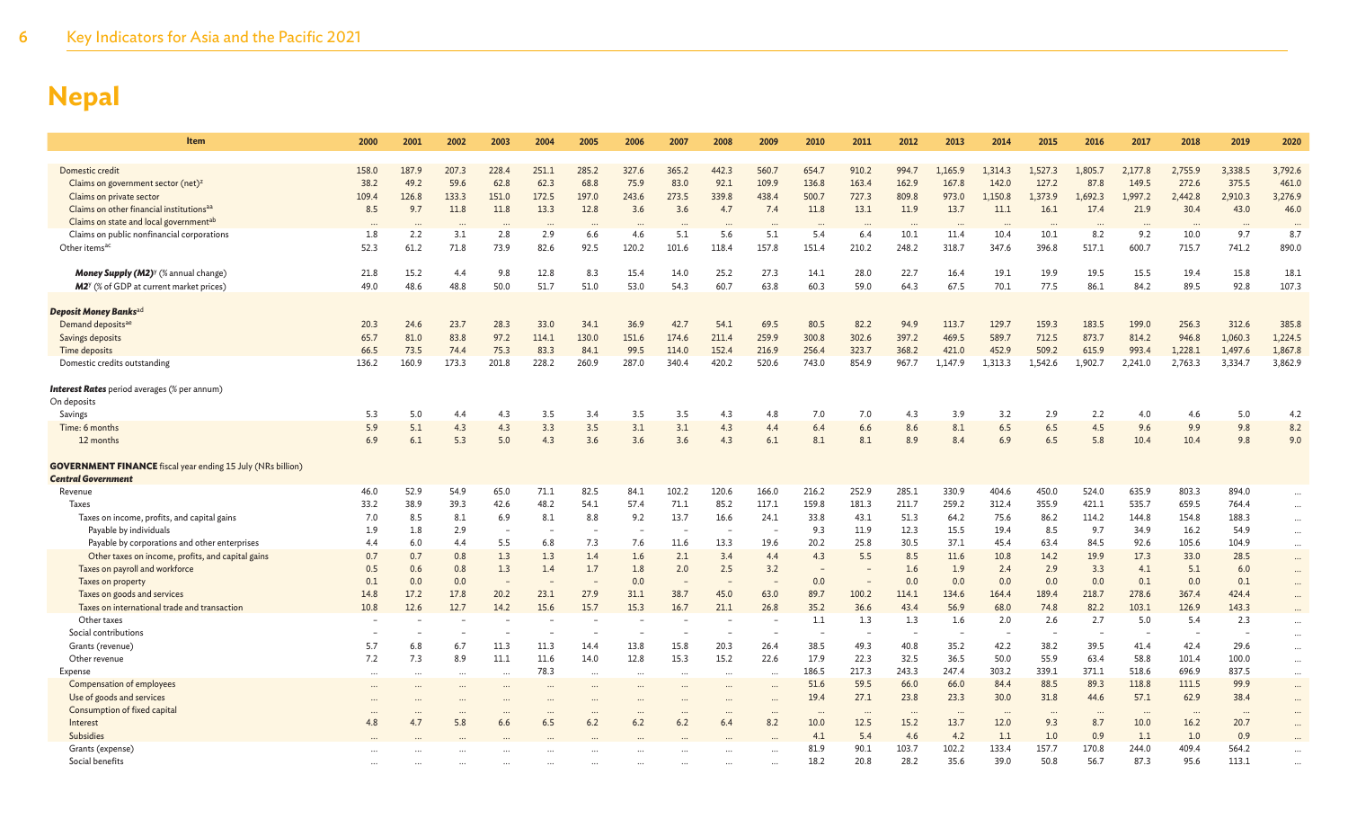# Nepal

| Item | 2000 | 2001 | 2002 | 2003 | 2004 | 2005 | 2006 | 2007 | 2008 | 2009 | 2010 | 2011 | 2012 | 2013 | 2014 | 2015 | 2016 | 2017 | 2018 | 2019 | 2020 |
|---|---|---|---|---|---|---|---|---|---|---|---|---|---|---|---|---|---|---|---|---|---|
| Domestic credit | 158.0 | 187.9 | 207.3 | 228.4 | 251.1 | 285.2 | 327.6 | 365.2 | 442.3 | 560.7 | 654.7 | 910.2 | 994.7 | 1,165.9 | 1,314.3 | 1,527.3 | 1,805.7 | 2,177.8 | 2,755.9 | 3,338.5 | 3,792.6 |
| Claims on government sector (net)[z] | 38.2 | 49.2 | 59.6 | 62.8 | 62.3 | 68.8 | 75.9 | 83.0 | 92.1 | 109.9 | 136.8 | 163.4 | 162.9 | 167.8 | 142.0 | 127.2 | 87.8 | 149.5 | 272.6 | 375.5 | 461.0 |
| Claims on private sector | 109.4 | 126.8 | 133.3 | 151.0 | 172.5 | 197.0 | 243.6 | 273.5 | 339.8 | 438.4 | 500.7 | 727.3 | 809.8 | 973.0 | 1,150.8 | 1,373.9 | 1,692.3 | 1,997.2 | 2,442.8 | 2,910.3 | 3,276.9 |
| Claims on other financial institutions[aa] | 8.5 | 9.7 | 11.8 | 11.8 | 13.3 | 12.8 | 3.6 | 3.6 | 4.7 | 7.4 | 11.8 | 13.1 | 11.9 | 13.7 | 11.1 | 16.1 | 17.4 | 21.9 | 30.4 | 43.0 | 46.0 |
| Claims on state and local government[ab] | ... | ... | ... | ... | ... | ... | ... | ... | ... | ... | ... | ... | ... | ... | ... | ... | ... | ... | ... | ... | ... |
| Claims on public nonfinancial corporations | 1.8 | 2.2 | 3.1 | 2.8 | 2.9 | 6.6 | 4.6 | 5.1 | 5.6 | 5.1 | 5.4 | 6.4 | 10.1 | 11.4 | 10.4 | 10.1 | 8.2 | 9.2 | 10.0 | 9.7 | 8.7 |
| Other items[ac] | 52.3 | 61.2 | 71.8 | 73.9 | 82.6 | 92.5 | 120.2 | 101.6 | 118.4 | 157.8 | 151.4 | 210.2 | 248.2 | 318.7 | 347.6 | 396.8 | 517.1 | 600.7 | 715.7 | 741.2 | 890.0 |
| ***Money Supply (M2)***[y] (% annual change) | 21.8 | 15.2 | 4.4 | 9.8 | 12.8 | 8.3 | 15.4 | 14.0 | 25.2 | 27.3 | 14.1 | 28.0 | 22.7 | 16.4 | 19.1 | 19.9 | 19.5 | 15.5 | 19.4 | 15.8 | 18.1 |
| ***M2***[y] (% of GDP at current market prices) | 49.0 | 48.6 | 48.8 | 50.0 | 51.7 | 51.0 | 53.0 | 54.3 | 60.7 | 63.8 | 60.3 | 59.0 | 64.3 | 67.5 | 70.1 | 77.5 | 86.1 | 84.2 | 89.5 | 92.8 | 107.3 |
| ***Deposit Money Banks***[ad] | | | | | | | | | | | | | | | | | | | | | |
| Demand deposits[ae] | 20.3 | 24.6 | 23.7 | 28.3 | 33.0 | 34.1 | 36.9 | 42.7 | 54.1 | 69.5 | 80.5 | 82.2 | 94.9 | 113.7 | 129.7 | 159.3 | 183.5 | 199.0 | 256.3 | 312.6 | 385.8 |
| Savings deposits | 65.7 | 81.0 | 83.8 | 97.2 | 114.1 | 130.0 | 151.6 | 174.6 | 211.4 | 259.9 | 300.8 | 302.6 | 397.2 | 469.5 | 589.7 | 712.5 | 873.7 | 814.2 | 946.8 | 1,060.3 | 1,224.5 |
| Time deposits | 66.5 | 73.5 | 74.4 | 75.3 | 83.3 | 84.1 | 99.5 | 114.0 | 152.4 | 216.9 | 256.4 | 323.7 | 368.2 | 421.0 | 452.9 | 509.2 | 615.9 | 993.4 | 1,228.1 | 1,497.6 | 1,867.8 |
| Domestic credits outstanding | 136.2 | 160.9 | 173.3 | 201.8 | 228.2 | 260.9 | 287.0 | 340.4 | 420.2 | 520.6 | 743.0 | 854.9 | 967.7 | 1,147.9 | 1,313.3 | 1,542.6 | 1,902.7 | 2,241.0 | 2,763.3 | 3,334.7 | 3,862.9 |
| ***Interest Rates*** period averages (% per annum) | | | | | | | | | | | | | | | | | | | | | |
| On deposits | | | | | | | | | | | | | | | | | | | | | |
| Savings | 5.3 | 5.0 | 4.4 | 4.3 | 3.5 | 3.4 | 3.5 | 3.5 | 4.3 | 4.8 | 7.0 | 7.0 | 4.3 | 3.9 | 3.2 | 2.9 | 2.2 | 4.0 | 4.6 | 5.0 | 4.2 |
| Time: 6 months | 5.9 | 5.1 | 4.3 | 4.3 | 3.3 | 3.5 | 3.1 | 3.1 | 4.3 | 4.4 | 6.4 | 6.6 | 8.6 | 8.1 | 6.5 | 6.5 | 4.5 | 9.6 | 9.9 | 9.8 | 8.2 |
| 12 months | 6.9 | 6.1 | 5.3 | 5.0 | 4.3 | 3.6 | 3.6 | 3.6 | 4.3 | 6.1 | 8.1 | 8.1 | 8.9 | 8.4 | 6.9 | 6.5 | 5.8 | 10.4 | 10.4 | 9.8 | 9.0 |
| **GOVERNMENT FINANCE** fiscal year ending 15 July (NRs billion) | | | | | | | | | | | | | | | | | | | | | |
| ***Central Government*** | | | | | | | | | | | | | | | | | | | | | |
| Revenue | 46.0 | 52.9 | 54.9 | 65.0 | 71.1 | 82.5 | 84.1 | 102.2 | 120.6 | 166.0 | 216.2 | 252.9 | 285.1 | 330.9 | 404.6 | 450.0 | 524.0 | 635.9 | 803.3 | 894.0 | ... |
| Taxes | 33.2 | 38.9 | 39.3 | 42.6 | 48.2 | 54.1 | 57.4 | 71.1 | 85.2 | 117.1 | 159.8 | 181.3 | 211.7 | 259.2 | 312.4 | 355.9 | 421.1 | 535.7 | 659.5 | 764.4 | ... |
| Taxes on income, profits, and capital gains | 7.0 | 8.5 | 8.1 | 6.9 | 8.1 | 8.8 | 9.2 | 13.7 | 16.6 | 24.1 | 33.8 | 43.1 | 51.3 | 64.2 | 75.6 | 86.2 | 114.2 | 144.8 | 154.8 | 188.3 | ... |
| Payable by individuals | 1.9 | 1.8 | 2.9 | – | – | – | – | – | – | – | 9.3 | 11.9 | 12.3 | 15.5 | 19.4 | 8.5 | 9.7 | 34.9 | 16.2 | 54.9 | ... |
| Payable by corporations and other enterprises | 4.4 | 6.0 | 4.4 | 5.5 | 6.8 | 7.3 | 7.6 | 11.6 | 13.3 | 19.6 | 20.2 | 25.8 | 30.5 | 37.1 | 45.4 | 63.4 | 84.5 | 92.6 | 105.6 | 104.9 | ... |
| Other taxes on income, profits, and capital gains | 0.7 | 0.7 | 0.8 | 1.3 | 1.3 | 1.4 | 1.6 | 2.1 | 3.4 | 4.4 | 4.3 | 5.5 | 8.5 | 11.6 | 10.8 | 14.2 | 19.9 | 17.3 | 33.0 | 28.5 | ... |
| Taxes on payroll and workforce | 0.5 | 0.6 | 0.8 | 1.3 | 1.4 | 1.7 | 1.8 | 2.0 | 2.5 | 3.2 | – | – | 1.6 | 1.9 | 2.4 | 2.9 | 3.3 | 4.1 | 5.1 | 6.0 | ... |
| Taxes on property | 0.1 | 0.0 | 0.0 | – | – | – | 0.0 | – | – | – | 0.0 | – | 0.0 | 0.0 | 0.0 | 0.0 | 0.0 | 0.1 | 0.0 | 0.1 | ... |
| Taxes on goods and services | 14.8 | 17.2 | 17.8 | 20.2 | 23.1 | 27.9 | 31.1 | 38.7 | 45.0 | 63.0 | 89.7 | 100.2 | 114.1 | 134.6 | 164.4 | 189.4 | 218.7 | 278.6 | 367.4 | 424.4 | ... |
| Taxes on international trade and transaction | 10.8 | 12.6 | 12.7 | 14.2 | 15.6 | 15.7 | 15.3 | 16.7 | 21.1 | 26.8 | 35.2 | 36.6 | 43.4 | 56.9 | 68.0 | 74.8 | 82.2 | 103.1 | 126.9 | 143.3 | ... |
| Other taxes | – | – | – | – | – | – | – | – | – | – | 1.1 | 1.3 | 1.3 | 1.6 | 2.0 | 2.6 | 2.7 | 5.0 | 5.4 | 2.3 | ... |
| Social contributions | – | – | – | – | – | – | – | – | – | – | – | – | – | – | – | – | – | – | – | – | ... |
| Grants (revenue) | 5.7 | 6.8 | 6.7 | 11.3 | 11.3 | 14.4 | 13.8 | 15.8 | 20.3 | 26.4 | 38.5 | 49.3 | 40.8 | 35.2 | 42.2 | 38.2 | 39.5 | 41.4 | 42.4 | 29.6 | ... |
| Other revenue | 7.2 | 7.3 | 8.9 | 11.1 | 11.6 | 14.0 | 12.8 | 15.3 | 15.2 | 22.6 | 17.9 | 22.3 | 32.5 | 36.5 | 50.0 | 55.9 | 63.4 | 58.8 | 101.4 | 100.0 | ... |
| Expense | ... | ... | ... | ... | 78.3 | ... | ... | ... | ... | ... | 186.5 | 217.3 | 243.3 | 247.4 | 303.2 | 339.1 | 371.1 | 518.6 | 696.9 | 837.5 | ... |
| Compensation of employees | ... | ... | ... | ... | ... | ... | ... | ... | ... | ... | 51.6 | 59.5 | 66.0 | 66.0 | 84.4 | 88.5 | 89.3 | 118.8 | 111.5 | 99.9 | ... |
| Use of goods and services | ... | ... | ... | ... | ... | ... | ... | ... | ... | ... | 19.4 | 27.1 | 23.8 | 23.3 | 30.0 | 31.8 | 44.6 | 57.1 | 62.9 | 38.4 | ... |
| Consumption of fixed capital | ... | ... | ... | ... | ... | ... | ... | ... | ... | ... | ... | ... | ... | ... | ... | ... | ... | ... | ... | ... | ... |
| Interest | 4.8 | 4.7 | 5.8 | 6.6 | 6.5 | 6.2 | 6.2 | 6.2 | 6.4 | 8.2 | 10.0 | 12.5 | 15.2 | 13.7 | 12.0 | 9.3 | 8.7 | 10.0 | 16.2 | 20.7 | ... |
| Subsidies | ... | ... | ... | ... | ... | ... | ... | ... | ... | ... | 4.1 | 5.4 | 4.6 | 4.2 | 1.1 | 1.0 | 0.9 | 1.1 | 1.0 | 0.9 | ... |
| Grants (expense) | ... | ... | ... | ... | ... | ... | ... | ... | ... | ... | 81.9 | 90.1 | 103.7 | 102.2 | 133.4 | 157.7 | 170.8 | 244.0 | 409.4 | 564.2 | ... |
| Social benefits | ... | ... | ... | ... | ... | ... | ... | ... | ... | ... | 18.2 | 20.8 | 28.2 | 35.6 | 39.0 | 50.8 | 56.7 | 87.3 | 95.6 | 113.1 | ... |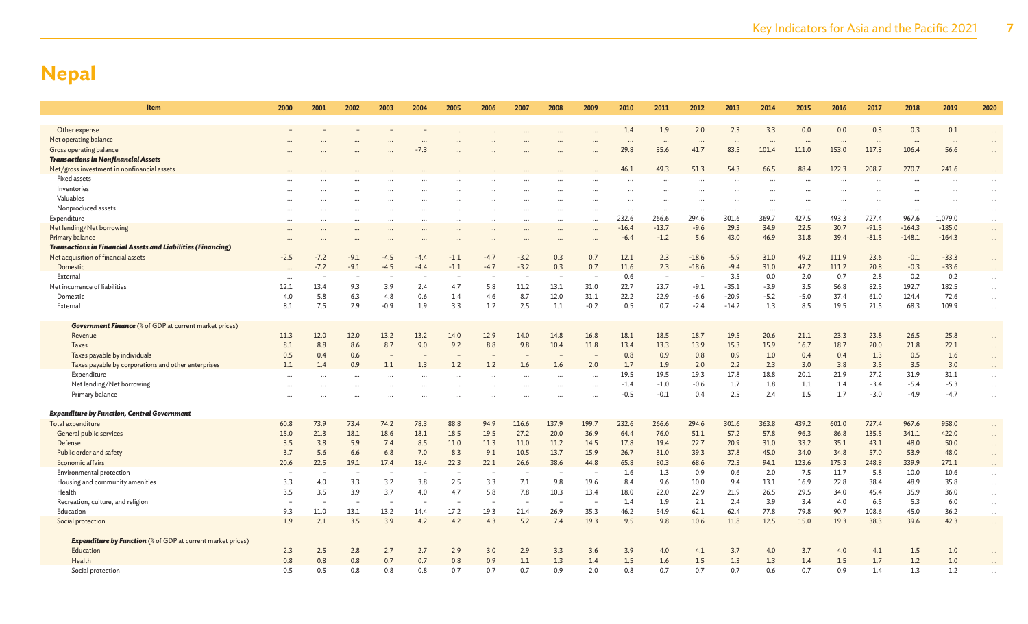# Nepal

| Item | 2000 | 2001 | 2002 | 2003 | 2004 | 2005 | 2006 | 2007 | 2008 | 2009 | 2010 | 2011 | 2012 | 2013 | 2014 | 2015 | 2016 | 2017 | 2018 | 2019 | 2020 |
|---|---|---|---|---|---|---|---|---|---|---|---|---|---|---|---|---|---|---|---|---|---|
| Other expense | – | – | – | – | – | ... | ... | ... | ... | ... | 1.4 | 1.9 | 2.0 | 2.3 | 3.3 | 0.0 | 0.0 | 0.3 | 0.3 | 0.1 | ... |
| Net operating balance | ... | ... | ... | ... | ... | ... | ... | ... | ... | ... | ... | ... | ... | ... | ... | ... | ... | ... | ... | ... | ... |
| Gross operating balance | ... | ... | ... | ... | -7.3 | ... | ... | ... | ... | ... | 29.8 | 35.6 | 41.7 | 83.5 | 101.4 | 111.0 | 153.0 | 117.3 | 106.4 | 56.6 | ... |
| ***Transactions in Nonfinancial Assets*** | | | | | | | | | | | | | | | | | | | | | |
| Net/gross investment in nonfinancial assets | ... | ... | ... | ... | ... | ... | ... | ... | ... | ... | 46.1 | 49.3 | 51.3 | 54.3 | 66.5 | 88.4 | 122.3 | 208.7 | 270.7 | 241.6 | ... |
| Fixed assets | ... | ... | ... | ... | ... | ... | ... | ... | ... | ... | ... | ... | ... | ... | ... | ... | ... | ... | ... | ... | ... |
| Inventories | ... | ... | ... | ... | ... | ... | ... | ... | ... | ... | ... | ... | ... | ... | ... | ... | ... | ... | ... | ... | ... |
| Valuables | ... | ... | ... | ... | ... | ... | ... | ... | ... | ... | ... | ... | ... | ... | ... | ... | ... | ... | ... | ... | ... |
| Nonproduced assets | ... | ... | ... | ... | ... | ... | ... | ... | ... | ... | ... | ... | ... | ... | ... | ... | ... | ... | ... | ... | ... |
| Expenditure | ... | ... | ... | ... | ... | ... | ... | ... | ... | ... | 232.6 | 266.6 | 294.6 | 301.6 | 369.7 | 427.5 | 493.3 | 727.4 | 967.6 | 1,079.0 | ... |
| Net lending/Net borrowing | ... | ... | ... | ... | ... | ... | ... | ... | ... | ... | -16.4 | -13.7 | -9.6 | 29.3 | 34.9 | 22.5 | 30.7 | -91.5 | -164.3 | -185.0 | ... |
| Primary balance | ... | ... | ... | ... | ... | ... | ... | ... | ... | ... | -6.4 | -1.2 | 5.6 | 43.0 | 46.9 | 31.8 | 39.4 | -81.5 | -148.1 | -164.3 | ... |
| ***Transactions in Financial Assets and Liabilities (Financing)*** | | | | | | | | | | | | | | | | | | | | | |
| Net acquisition of financial assets | -2.5 | -7.2 | -9.1 | -4.5 | -4.4 | -1.1 | -4.7 | -3.2 | 0.3 | 0.7 | 12.1 | 2.3 | -18.6 | -5.9 | 31.0 | 49.2 | 111.9 | 23.6 | -0.1 | -33.3 | ... |
| Domestic | ... | -7.2 | -9.1 | -4.5 | -4.4 | -1.1 | -4.7 | -3.2 | 0.3 | 0.7 | 11.6 | 2.3 | -18.6 | -9.4 | 31.0 | 47.2 | 111.2 | 20.8 | -0.3 | -33.6 | ... |
| External | ... | – | – | – | – | – | – | – | – | – | 0.6 | – | – | 3.5 | 0.0 | 2.0 | 0.7 | 2.8 | 0.2 | 0.2 | ... |
| Net incurrence of liabilities | 12.1 | 13.4 | 9.3 | 3.9 | 2.4 | 4.7 | 5.8 | 11.2 | 13.1 | 31.0 | 22.7 | 23.7 | -9.1 | -35.1 | -3.9 | 3.5 | 56.8 | 82.5 | 192.7 | 182.5 | ... |
| Domestic | 4.0 | 5.8 | 6.3 | 4.8 | 0.6 | 1.4 | 4.6 | 8.7 | 12.0 | 31.1 | 22.2 | 22.9 | -6.6 | -20.9 | -5.2 | -5.0 | 37.4 | 61.0 | 124.4 | 72.6 | ... |
| External | 8.1 | 7.5 | 2.9 | -0.9 | 1.9 | 3.3 | 1.2 | 2.5 | 1.1 | -0.2 | 0.5 | 0.7 | -2.4 | -14.2 | 1.3 | 8.5 | 19.5 | 21.5 | 68.3 | 109.9 | ... |
| ***Government Finance*** (% of GDP at current market prices) | | | | | | | | | | | | | | | | | | | | | |
| Revenue | 11.3 | 12.0 | 12.0 | 13.2 | 13.2 | 14.0 | 12.9 | 14.0 | 14.8 | 16.8 | 18.1 | 18.5 | 18.7 | 19.5 | 20.6 | 21.1 | 23.3 | 23.8 | 26.5 | 25.8 | ... |
| Taxes | 8.1 | 8.8 | 8.6 | 8.7 | 9.0 | 9.2 | 8.8 | 9.8 | 10.4 | 11.8 | 13.4 | 13.3 | 13.9 | 15.3 | 15.9 | 16.7 | 18.7 | 20.0 | 21.8 | 22.1 | ... |
| Taxes payable by individuals | 0.5 | 0.4 | 0.6 | – | – | – | – | – | – | – | 0.8 | 0.9 | 0.8 | 0.9 | 1.0 | 0.4 | 0.4 | 1.3 | 0.5 | 1.6 | ... |
| Taxes payable by corporations and other enterprises | 1.1 | 1.4 | 0.9 | 1.1 | 1.3 | 1.2 | 1.2 | 1.6 | 1.6 | 2.0 | 1.7 | 1.9 | 2.0 | 2.2 | 2.3 | 3.0 | 3.8 | 3.5 | 3.5 | 3.0 | ... |
| Expenditure | ... | ... | ... | ... | ... | ... | ... | ... | ... | ... | 19.5 | 19.5 | 19.3 | 17.8 | 18.8 | 20.1 | 21.9 | 27.2 | 31.9 | 31.1 | ... |
| Net lending/Net borrowing | ... | ... | ... | ... | ... | ... | ... | ... | ... | ... | -1.4 | -1.0 | -0.6 | 1.7 | 1.8 | 1.1 | 1.4 | -3.4 | -5.4 | -5.3 | ... |
| Primary balance | ... | ... | ... | ... | ... | ... | ... | ... | ... | ... | -0.5 | -0.1 | 0.4 | 2.5 | 2.4 | 1.5 | 1.7 | -3.0 | -4.9 | -4.7 | ... |
| ***Expenditure by Function, Central Government*** | | | | | | | | | | | | | | | | | | | | | |
| Total expenditure | 60.8 | 73.9 | 73.4 | 74.2 | 78.3 | 88.8 | 94.9 | 116.6 | 137.9 | 199.7 | 232.6 | 266.6 | 294.6 | 301.6 | 363.8 | 439.2 | 601.0 | 727.4 | 967.6 | 958.0 | ... |
| General public services | 15.0 | 21.3 | 18.1 | 18.6 | 18.1 | 18.5 | 19.5 | 27.2 | 20.0 | 36.9 | 64.4 | 76.0 | 51.1 | 57.2 | 57.8 | 96.3 | 86.8 | 135.5 | 341.1 | 422.0 | ... |
| Defense | 3.5 | 3.8 | 5.9 | 7.4 | 8.5 | 11.0 | 11.3 | 11.0 | 11.2 | 14.5 | 17.8 | 19.4 | 22.7 | 20.9 | 31.0 | 33.2 | 35.1 | 43.1 | 48.0 | 50.0 | ... |
| Public order and safety | 3.7 | 5.6 | 6.6 | 6.8 | 7.0 | 8.3 | 9.1 | 10.5 | 13.7 | 15.9 | 26.7 | 31.0 | 39.3 | 37.8 | 45.0 | 34.0 | 34.8 | 57.0 | 53.9 | 48.0 | ... |
| Economic affairs | 20.6 | 22.5 | 19.1 | 17.4 | 18.4 | 22.3 | 22.1 | 26.6 | 38.6 | 44.8 | 65.8 | 80.3 | 68.6 | 72.3 | 94.1 | 123.6 | 175.3 | 248.8 | 339.9 | 271.1 | ... |
| Environmental protection | – | – | – | – | – | – | – | – | – | – | 1.6 | 1.3 | 0.9 | 0.6 | 2.0 | 7.5 | 11.7 | 5.8 | 10.0 | 10.6 | ... |
| Housing and community amenities | 3.3 | 4.0 | 3.3 | 3.2 | 3.8 | 2.5 | 3.3 | 7.1 | 9.8 | 19.6 | 8.4 | 9.6 | 10.0 | 9.4 | 13.1 | 16.9 | 22.8 | 38.4 | 48.9 | 35.8 | ... |
| Health | 3.5 | 3.5 | 3.9 | 3.7 | 4.0 | 4.7 | 5.8 | 7.8 | 10.3 | 13.4 | 18.0 | 22.0 | 22.9 | 21.9 | 26.5 | 29.5 | 34.0 | 45.4 | 35.9 | 36.0 | ... |
| Recreation, culture, and religion | – | – | – | – | – | – | – | – | – | – | 1.4 | 1.9 | 2.1 | 2.4 | 3.9 | 3.4 | 4.0 | 6.5 | 5.3 | 6.0 | ... |
| Education | 9.3 | 11.0 | 13.1 | 13.2 | 14.4 | 17.2 | 19.3 | 21.4 | 26.9 | 35.3 | 46.2 | 54.9 | 62.1 | 62.4 | 77.8 | 79.8 | 90.7 | 108.6 | 45.0 | 36.2 | ... |
| Social protection | 1.9 | 2.1 | 3.5 | 3.9 | 4.2 | 4.2 | 4.3 | 5.2 | 7.4 | 19.3 | 9.5 | 9.8 | 10.6 | 11.8 | 12.5 | 15.0 | 19.3 | 38.3 | 39.6 | 42.3 | ... |
| ***Expenditure by Function*** (% of GDP at current market prices) | | | | | | | | | | | | | | | | | | | | | |
| Education | 2.3 | 2.5 | 2.8 | 2.7 | 2.7 | 2.9 | 3.0 | 2.9 | 3.3 | 3.6 | 3.9 | 4.0 | 4.1 | 3.7 | 4.0 | 3.7 | 4.0 | 4.1 | 1.5 | 1.0 | ... |
| Health | 0.8 | 0.8 | 0.8 | 0.7 | 0.7 | 0.8 | 0.9 | 1.1 | 1.3 | 1.4 | 1.5 | 1.6 | 1.5 | 1.3 | 1.3 | 1.4 | 1.5 | 1.7 | 1.2 | 1.0 | ... |
| Social protection | 0.5 | 0.5 | 0.8 | 0.8 | 0.8 | 0.7 | 0.7 | 0.7 | 0.9 | 2.0 | 0.8 | 0.7 | 0.7 | 0.7 | 0.6 | 0.7 | 0.9 | 1.4 | 1.3 | 1.2 | ... |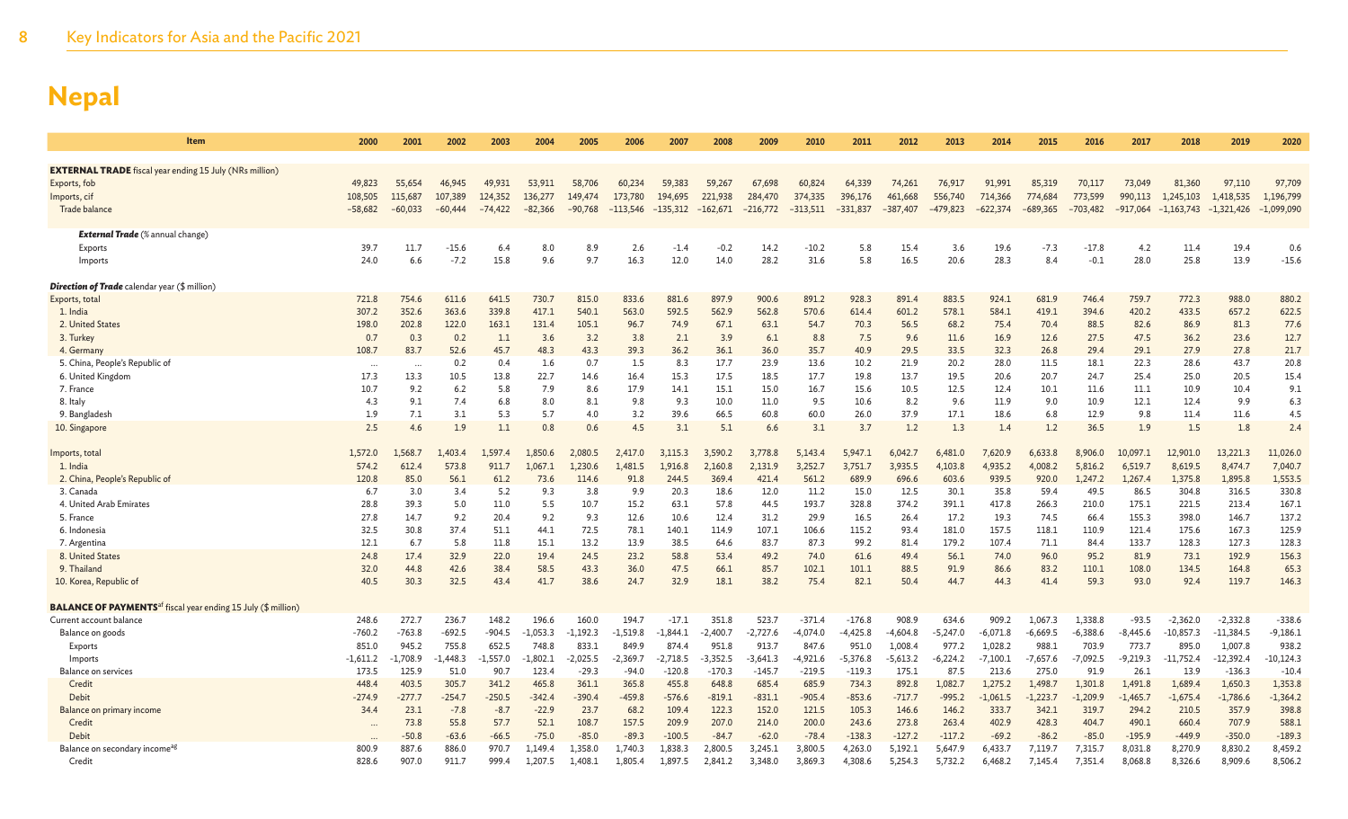# Nepal

| Item | 2000 | 2001 | 2002 | 2003 | 2004 | 2005 | 2006 | 2007 | 2008 | 2009 | 2010 | 2011 | 2012 | 2013 | 2014 | 2015 | 2016 | 2017 | 2018 | 2019 | 2020 |
|---|---|---|---|---|---|---|---|---|---|---|---|---|---|---|---|---|---|---|---|---|---|
| **EXTERNAL TRADE** fiscal year ending 15 July (NRs million) | | | | | | | | | | | | | | | | | | | | | |
| Exports, fob | 49,823 | 55,654 | 46,945 | 49,931 | 53,911 | 58,706 | 60,234 | 59,383 | 59,267 | 67,698 | 60,824 | 64,339 | 74,261 | 76,917 | 91,991 | 85,319 | 70,117 | 73,049 | 81,360 | 97,110 | 97,709 |
| Imports, cif | 108,505 | 115,687 | 107,389 | 124,352 | 136,277 | 149,474 | 173,780 | 194,695 | 221,938 | 284,470 | 374,335 | 396,176 | 461,668 | 556,740 | 714,366 | 774,684 | 773,599 | 990,113 | 1,245,103 | 1,418,535 | 1,196,799 |
| Trade balance | −58,682 | −60,033 | −60,444 | −74,422 | −82,366 | −90,768 | −113,546 | −135,312 | −162,671 | −216,772 | −313,511 | −331,837 | −387,407 | −479,823 | −622,374 | −689,365 | −703,482 | −917,064 | −1,163,743 | −1,321,426 | −1,099,090 |
| ***External Trade*** (% annual change) | | | | | | | | | | | | | | | | | | | | | |
| Exports | 39.7 | 11.7 | −15.6 | 6.4 | 8.0 | 8.9 | 2.6 | −1.4 | −0.2 | 14.2 | −10.2 | 5.8 | 15.4 | 3.6 | 19.6 | −7.3 | −17.8 | 4.2 | 11.4 | 19.4 | 0.6 |
| Imports | 24.0 | 6.6 | −7.2 | 15.8 | 9.6 | 9.7 | 16.3 | 12.0 | 14.0 | 28.2 | 31.6 | 5.8 | 16.5 | 20.6 | 28.3 | 8.4 | −0.1 | 28.0 | 25.8 | 13.9 | −15.6 |
| ***Direction of Trade*** calendar year ($ million) | | | | | | | | | | | | | | | | | | | | | |
| Exports, total | 721.8 | 754.6 | 611.6 | 641.5 | 730.7 | 815.0 | 833.6 | 881.6 | 897.9 | 900.6 | 891.2 | 928.3 | 891.4 | 883.5 | 924.1 | 681.9 | 746.4 | 759.7 | 772.3 | 988.0 | 880.2 |
| 1. India | 307.2 | 352.6 | 363.6 | 339.8 | 417.1 | 540.1 | 563.0 | 592.5 | 562.9 | 562.8 | 570.6 | 614.4 | 601.2 | 578.1 | 584.1 | 419.1 | 394.6 | 420.2 | 433.5 | 657.2 | 622.5 |
| 2. United States | 198.0 | 202.8 | 122.0 | 163.1 | 131.4 | 105.1 | 96.7 | 74.9 | 67.1 | 63.1 | 54.7 | 70.3 | 56.5 | 68.2 | 75.4 | 70.4 | 88.5 | 82.6 | 86.9 | 81.3 | 77.6 |
| 3. Turkey | 0.7 | 0.3 | 0.2 | 1.1 | 3.6 | 3.2 | 3.8 | 2.1 | 3.9 | 6.1 | 8.8 | 7.5 | 9.6 | 11.6 | 16.9 | 12.6 | 27.5 | 47.5 | 36.2 | 23.6 | 12.7 |
| 4. Germany | 108.7 | 83.7 | 52.6 | 45.7 | 48.3 | 43.3 | 39.3 | 36.2 | 36.1 | 36.0 | 35.7 | 40.9 | 29.5 | 33.5 | 32.3 | 26.8 | 29.4 | 29.1 | 27.9 | 27.8 | 21.7 |
| 5. China, People's Republic of | ... | ... | 0.2 | 0.4 | 1.6 | 0.7 | 1.5 | 8.3 | 17.7 | 23.9 | 13.6 | 10.2 | 21.9 | 20.2 | 28.0 | 11.5 | 18.1 | 22.3 | 28.6 | 43.7 | 20.8 |
| 6. United Kingdom | 17.3 | 13.3 | 10.5 | 13.8 | 22.7 | 14.6 | 16.4 | 15.3 | 17.5 | 18.5 | 17.7 | 19.8 | 13.7 | 19.5 | 20.6 | 20.7 | 24.7 | 25.4 | 25.0 | 20.5 | 15.4 |
| 7. France | 10.7 | 9.2 | 6.2 | 5.8 | 7.9 | 8.6 | 17.9 | 14.1 | 15.1 | 15.0 | 16.7 | 15.6 | 10.5 | 12.5 | 12.4 | 10.1 | 11.6 | 11.1 | 10.9 | 10.4 | 9.1 |
| 8. Italy | 4.3 | 9.1 | 7.4 | 6.8 | 8.0 | 8.1 | 9.8 | 9.3 | 10.0 | 11.0 | 9.5 | 10.6 | 8.2 | 9.6 | 11.9 | 9.0 | 10.9 | 12.1 | 12.4 | 9.9 | 6.3 |
| 9. Bangladesh | 1.9 | 7.1 | 3.1 | 5.3 | 5.7 | 4.0 | 3.2 | 39.6 | 66.5 | 60.8 | 60.0 | 26.0 | 37.9 | 17.1 | 18.6 | 6.8 | 12.9 | 9.8 | 11.4 | 11.6 | 4.5 |
| 10. Singapore | 2.5 | 4.6 | 1.9 | 1.1 | 0.8 | 0.6 | 4.5 | 3.1 | 5.1 | 6.6 | 3.1 | 3.7 | 1.2 | 1.3 | 1.4 | 1.2 | 36.5 | 1.9 | 1.5 | 1.8 | 2.4 |
| Imports, total | 1,572.0 | 1,568.7 | 1,403.4 | 1,597.4 | 1,850.6 | 2,080.5 | 2,417.0 | 3,115.3 | 3,590.2 | 3,778.8 | 5,143.4 | 5,947.1 | 6,042.7 | 6,481.0 | 7,620.9 | 6,633.8 | 8,906.0 | 10,097.1 | 12,901.0 | 13,221.3 | 11,026.0 |
| 1. India | 574.2 | 612.4 | 573.8 | 911.7 | 1,067.1 | 1,230.6 | 1,481.5 | 1,916.8 | 2,160.8 | 2,131.9 | 3,252.7 | 3,751.7 | 3,935.5 | 4,103.8 | 4,935.2 | 4,008.2 | 5,816.2 | 6,519.7 | 8,619.5 | 8,474.7 | 7,040.7 |
| 2. China, People's Republic of | 120.8 | 85.0 | 56.1 | 61.2 | 73.6 | 114.6 | 91.8 | 244.5 | 369.4 | 421.4 | 561.2 | 689.9 | 696.6 | 603.6 | 939.5 | 920.0 | 1,247.2 | 1,267.4 | 1,375.8 | 1,895.8 | 1,553.5 |
| 3. Canada | 6.7 | 3.0 | 3.4 | 5.2 | 9.3 | 3.8 | 9.9 | 20.3 | 18.6 | 12.0 | 11.2 | 15.0 | 12.5 | 30.1 | 35.8 | 59.4 | 49.5 | 86.5 | 304.8 | 316.5 | 330.8 |
| 4. United Arab Emirates | 28.8 | 39.3 | 5.0 | 11.0 | 5.5 | 10.7 | 15.2 | 63.1 | 57.8 | 44.5 | 193.7 | 328.8 | 374.2 | 391.1 | 417.8 | 266.3 | 210.0 | 175.1 | 221.5 | 213.4 | 167.1 |
| 5. France | 27.8 | 14.7 | 9.2 | 20.4 | 9.2 | 9.3 | 12.6 | 10.6 | 12.4 | 31.2 | 29.9 | 16.5 | 26.4 | 17.2 | 19.3 | 74.5 | 66.4 | 155.3 | 398.0 | 146.7 | 137.2 |
| 6. Indonesia | 32.5 | 30.8 | 37.4 | 51.1 | 44.1 | 72.5 | 78.1 | 140.1 | 114.9 | 107.1 | 106.6 | 115.2 | 93.4 | 181.0 | 157.5 | 118.1 | 110.9 | 121.4 | 175.6 | 167.3 | 125.9 |
| 7. Argentina | 12.1 | 6.7 | 5.8 | 11.8 | 15.1 | 13.2 | 13.9 | 38.5 | 64.6 | 83.7 | 87.3 | 99.2 | 81.4 | 179.2 | 107.4 | 71.1 | 84.4 | 133.7 | 128.3 | 127.3 | 128.3 |
| 8. United States | 24.8 | 17.4 | 32.9 | 22.0 | 19.4 | 24.5 | 23.2 | 58.8 | 53.4 | 49.2 | 74.0 | 61.6 | 49.4 | 56.1 | 74.0 | 96.0 | 95.2 | 81.9 | 73.1 | 192.9 | 156.3 |
| 9. Thailand | 32.0 | 44.8 | 42.6 | 38.4 | 58.5 | 43.3 | 36.0 | 47.5 | 66.1 | 85.7 | 102.1 | 101.1 | 88.5 | 91.9 | 86.6 | 83.2 | 110.1 | 108.0 | 134.5 | 164.8 | 65.3 |
| 10. Korea, Republic of | 40.5 | 30.3 | 32.5 | 43.4 | 41.7 | 38.6 | 24.7 | 32.9 | 18.1 | 38.2 | 75.4 | 82.1 | 50.4 | 44.7 | 44.3 | 41.4 | 59.3 | 93.0 | 92.4 | 119.7 | 146.3 |
| **BALANCE OF PAYMENTS**[af] fiscal year ending 15 July ($ million) | | | | | | | | | | | | | | | | | | | | | |
| Current account balance | 248.6 | 272.7 | 236.7 | 148.2 | 196.6 | 160.0 | 194.7 | -17.1 | 351.8 | 523.7 | -371.4 | -176.8 | 908.9 | 634.6 | 909.2 | 1,067.3 | 1,338.8 | -93.5 | -2,362.0 | -2,332.8 | -338.6 |
| Balance on goods | -760.2 | -763.8 | -692.5 | -904.5 | -1,053.3 | -1,192.3 | -1,519.8 | -1,844.1 | -2,400.7 | -2,727.6 | -4,074.0 | -4,425.8 | -4,604.8 | -5,247.0 | -6,071.8 | -6,669.5 | -6,388.6 | -8,445.6 | -10,857.3 | -11,384.5 | -9,186.1 |
| Exports | 851.0 | 945.2 | 755.8 | 652.5 | 748.8 | 833.1 | 849.9 | 874.4 | 951.8 | 913.7 | 847.6 | 951.0 | 1,008.4 | 977.2 | 1,028.2 | 988.1 | 703.9 | 773.7 | 895.0 | 1,007.8 | 938.2 |
| Imports | -1,611.2 | -1,708.9 | -1,448.3 | -1,557.0 | -1,802.1 | -2,025.5 | -2,369.7 | -2,718.5 | -3,352.5 | -3,641.3 | -4,921.6 | -5,376.8 | -5,613.2 | -6,224.2 | -7,100.1 | -7,657.6 | -7,092.5 | -9,219.3 | -11,752.4 | -12,392.4 | -10,124.3 |
| Balance on services | 173.5 | 125.9 | 51.0 | 90.7 | 123.4 | -29.3 | -94.0 | -120.8 | -170.3 | -145.7 | -219.5 | -119.3 | 175.1 | 87.5 | 213.6 | 275.0 | 91.9 | 26.1 | 13.9 | -136.3 | -10.4 |
| Credit | 448.4 | 403.5 | 305.7 | 341.2 | 465.8 | 361.1 | 365.8 | 455.8 | 648.8 | 685.4 | 685.9 | 734.3 | 892.8 | 1,082.7 | 1,275.2 | 1,498.7 | 1,301.8 | 1,491.8 | 1,689.4 | 1,650.3 | 1,353.8 |
| Debit | -274.9 | -277.7 | -254.7 | -250.5 | -342.4 | -390.4 | -459.8 | -576.6 | -819.1 | -831.1 | -905.4 | -853.6 | -717.7 | -995.2 | -1,061.5 | -1,223.7 | -1,209.9 | -1,465.7 | -1,675.4 | -1,786.6 | -1,364.2 |
| Balance on primary income | 34.4 | 23.1 | -7.8 | -8.7 | -22.9 | 23.7 | 68.2 | 109.4 | 122.3 | 152.0 | 121.5 | 105.3 | 146.6 | 146.2 | 333.7 | 342.1 | 319.7 | 294.2 | 210.5 | 357.9 | 398.8 |
| Credit | ... | 73.8 | 55.8 | 57.7 | 52.1 | 108.7 | 157.5 | 209.9 | 207.0 | 214.0 | 200.0 | 243.6 | 273.8 | 263.4 | 402.9 | 428.3 | 404.7 | 490.1 | 660.4 | 707.9 | 588.1 |
| Debit | ... | -50.8 | -63.6 | -66.5 | -75.0 | -85.0 | -89.3 | -100.5 | -84.7 | -62.0 | -78.4 | -138.3 | -127.2 | -117.2 | -69.2 | -86.2 | -85.0 | -195.9 | -449.9 | -350.0 | -189.3 |
| Balance on secondary income[ag] | 800.9 | 887.6 | 886.0 | 970.7 | 1,149.4 | 1,358.0 | 1,740.3 | 1,838.3 | 2,800.5 | 3,245.1 | 3,800.5 | 4,263.0 | 5,192.1 | 5,647.9 | 6,433.7 | 7,119.7 | 7,315.7 | 8,031.8 | 8,270.9 | 8,830.2 | 8,459.2 |
| Credit | 828.6 | 907.0 | 911.7 | 999.4 | 1,207.5 | 1,408.1 | 1,805.4 | 1,897.5 | 2,841.2 | 3,348.0 | 3,869.3 | 4,308.6 | 5,254.3 | 5,732.2 | 6,468.2 | 7,145.4 | 7,351.4 | 8,068.8 | 8,326.6 | 8,909.6 | 8,506.2 |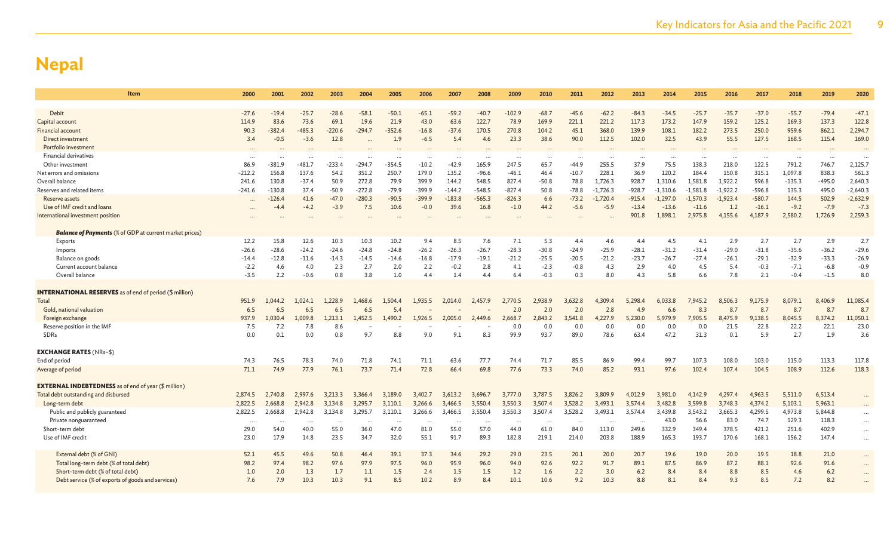# Nepal

| Item | 2000 | 2001 | 2002 | 2003 | 2004 | 2005 | 2006 | 2007 | 2008 | 2009 | 2010 | 2011 | 2012 | 2013 | 2014 | 2015 | 2016 | 2017 | 2018 | 2019 | 2020 |
|---|---|---|---|---|---|---|---|---|---|---|---|---|---|---|---|---|---|---|---|---|---|
| Debit | -27.6 | -19.4 | -25.7 | -28.6 | -58.1 | -50.1 | -65.1 | -59.2 | -40.7 | -102.9 | -68.7 | -45.6 | -62.2 | -84.3 | -34.5 | -25.7 | -35.7 | -37.0 | -55.7 | -79.4 | -47.1 |
| Capital account | 114.9 | 83.6 | 73.6 | 69.1 | 19.6 | 21.9 | 43.0 | 63.6 | 122.7 | 78.9 | 169.9 | 221.1 | 221.2 | 117.3 | 173.2 | 147.9 | 159.2 | 125.2 | 169.3 | 137.3 | 122.8 |
| Financial account | 90.3 | -382.4 | -485.3 | -220.6 | -294.7 | -352.6 | -16.8 | -37.6 | 170.5 | 270.8 | 104.2 | 45.1 | 368.0 | 139.9 | 108.1 | 182.2 | 273.5 | 250.0 | 959.6 | 862.1 | 2,294.7 |
| Direct investment | 3.4 | -0.5 | -3.6 | 12.8 | ... | 1.9 | -6.5 | 5.4 | 4.6 | 23.3 | 38.6 | 90.0 | 112.5 | 102.0 | 32.5 | 43.9 | 55.5 | 127.5 | 168.5 | 115.4 | 169.0 |
| Portfolio investment | ... | ... | ... | ... | ... | ... | ... | ... | ... | ... | ... | ... | ... | ... | ... | ... | ... | ... | ... | ... | ... |
| Financial derivatives | ... | ... | ... | ... | ... | ... | ... | ... | ... | ... | ... | ... | ... | ... | ... | ... | ... | ... | ... | ... | ... |
| Other investment | 86.9 | -381.9 | -481.7 | -233.4 | -294.7 | -354.5 | -10.2 | -42.9 | 165.9 | 247.5 | 65.7 | -44.9 | 255.5 | 37.9 | 75.5 | 138.3 | 218.0 | 122.5 | 791.2 | 746.7 | 2,125.7 |
| Net errors and omissions | -212.2 | 156.8 | 137.6 | 54.2 | 351.2 | 250.7 | 179.0 | 135.2 | -96.6 | -46.1 | 46.4 | -10.7 | 228.1 | 36.9 | 120.2 | 184.4 | 150.8 | 315.1 | 1,097.8 | 838.3 | 561.3 |
| Overall balance | 241.6 | 130.8 | -37.4 | 50.9 | 272.8 | 79.9 | 399.9 | 144.2 | 548.5 | 827.4 | -50.8 | 78.8 | 1,726.3 | 928.7 | 1,310.6 | 1,581.8 | 1,922.2 | 596.8 | -135.3 | -495.0 | 2,640.3 |
| Reserves and related items | -241.6 | -130.8 | 37.4 | -50.9 | -272.8 | -79.9 | -399.9 | -144.2 | -548.5 | -827.4 | 50.8 | -78.8 | -1,726.3 | -928.7 | -1,310.6 | -1,581.8 | -1,922.2 | -596.8 | 135.3 | 495.0 | -2,640.3 |
| Reserve assets | ... | -126.4 | 41.6 | -47.0 | -280.3 | -90.5 | -399.9 | -183.8 | -565.3 | -826.3 | 6.6 | -73.2 | -1,720.4 | -915.4 | -1,297.0 | -1,570.3 | -1,923.4 | -580.7 | 144.5 | 502.9 | -2,632.9 |
| Use of IMF credit and loans | ... | -4.4 | -4.2 | -3.9 | 7.5 | 10.6 | -0.0 | 39.6 | 16.8 | -1.0 | 44.2 | -5.6 | -5.9 | -13.4 | -13.6 | -11.6 | 1.2 | -16.1 | -9.2 | -7.9 | -7.3 |
| International investment position | ... | ... | ... | ... | ... | ... | ... | ... | ... | ... | ... | ... | ... | 901.8 | 1,898.1 | 2,975.8 | 4,155.6 | 4,187.9 | 2,580.2 | 1,726.9 | 2,259.3 |
| ***Balance of Payments*** (% of GDP at current market prices) | | | | | | | | | | | | | | | | | | | | | |
| Exports | 12.2 | 15.8 | 12.6 | 10.3 | 10.3 | 10.2 | 9.4 | 8.5 | 7.6 | 7.1 | 5.3 | 4.4 | 4.6 | 4.4 | 4.5 | 4.1 | 2.9 | 2.7 | 2.7 | 2.9 | 2.7 |
| Imports | -26.6 | -28.6 | -24.2 | -24.6 | -24.8 | -24.8 | -26.2 | -26.3 | -26.7 | -28.3 | -30.8 | -24.9 | -25.9 | -28.1 | -31.2 | -31.4 | -29.0 | -31.8 | -35.6 | -36.2 | -29.6 |
| Balance on goods | -14.4 | -12.8 | -11.6 | -14.3 | -14.5 | -14.6 | -16.8 | -17.9 | -19.1 | -21.2 | -25.5 | -20.5 | -21.2 | -23.7 | -26.7 | -27.4 | -26.1 | -29.1 | -32.9 | -33.3 | -26.9 |
| Current account balance | -2.2 | 4.6 | 4.0 | 2.3 | 2.7 | 2.0 | 2.2 | -0.2 | 2.8 | 4.1 | -2.3 | -0.8 | 4.3 | 2.9 | 4.0 | 4.5 | 5.4 | -0.3 | -7.1 | -6.8 | -0.9 |
| Overall balance | -3.5 | 2.2 | -0.6 | 0.8 | 3.8 | 1.0 | 4.4 | 1.4 | 4.4 | 6.4 | -0.3 | 0.3 | 8.0 | 4.3 | 5.8 | 6.6 | 7.8 | 2.1 | -0.4 | -1.5 | 8.0 |
| **INTERNATIONAL RESERVES** as of end of period ($ million) | | | | | | | | | | | | | | | | | | | | | |
| Total | 951.9 | 1,044.2 | 1,024.1 | 1,228.9 | 1,468.6 | 1,504.4 | 1,935.5 | 2,014.0 | 2,457.9 | 2,770.5 | 2,938.9 | 3,632.8 | 4,309.4 | 5,298.4 | 6,033.8 | 7,945.2 | 8,506.3 | 9,175.9 | 8,079.1 | 8,406.9 | 11,085.4 |
| Gold, national valuation | 6.5 | 6.5 | 6.5 | 6.5 | 6.5 | 5.4 | – | – | – | 2.0 | 2.0 | 2.0 | 2.8 | 4.9 | 6.6 | 8.3 | 8.7 | 8.7 | 8.7 | 8.7 | 8.7 |
| Foreign exchange | 937.9 | 1,030.4 | 1,009.8 | 1,213.1 | 1,452.5 | 1,490.2 | 1,926.5 | 2,005.0 | 2,449.6 | 2,668.7 | 2,843.2 | 3,541.8 | 4,227.9 | 5,230.0 | 5,979.9 | 7,905.5 | 8,475.9 | 9,138.5 | 8,045.5 | 8,374.2 | 11,050.1 |
| Reserve position in the IMF | 7.5 | 7.2 | 7.8 | 8.6 | – | – | – | – | – | 0.0 | 0.0 | 0.0 | 0.0 | 0.0 | 0.0 | 0.0 | 21.5 | 22.8 | 22.2 | 22.1 | 23.0 |
| SDRs | 0.0 | 0.1 | 0.0 | 0.8 | 9.7 | 8.8 | 9.0 | 9.1 | 8.3 | 99.9 | 93.7 | 89.0 | 78.6 | 63.4 | 47.2 | 31.3 | 0.1 | 5.9 | 2.7 | 1.9 | 3.6 |
| **EXCHANGE RATES** (NRs–$) | | | | | | | | | | | | | | | | | | | | | |
| End of period | 74.3 | 76.5 | 78.3 | 74.0 | 71.8 | 74.1 | 71.1 | 63.6 | 77.7 | 74.4 | 71.7 | 85.5 | 86.9 | 99.4 | 99.7 | 107.3 | 108.0 | 103.0 | 115.0 | 113.3 | 117.8 |
| Average of period | 71.1 | 74.9 | 77.9 | 76.1 | 73.7 | 71.4 | 72.8 | 66.4 | 69.8 | 77.6 | 73.3 | 74.0 | 85.2 | 93.1 | 97.6 | 102.4 | 107.4 | 104.5 | 108.9 | 112.6 | 118.3 |
| **EXTERNAL INDEBTEDNESS** as of end of year ($ million) | | | | | | | | | | | | | | | | | | | | | |
| Total debt outstanding and disbursed | 2,874.5 | 2,740.8 | 2,997.6 | 3,213.3 | 3,366.4 | 3,189.0 | 3,402.7 | 3,613.2 | 3,696.7 | 3,777.0 | 3,787.5 | 3,826.2 | 3,809.9 | 4,012.9 | 3,981.0 | 4,142.9 | 4,297.4 | 4,963.5 | 5,511.0 | 6,513.4 | ... |
| Long-term debt | 2,822.5 | 2,668.8 | 2,942.8 | 3,134.8 | 3,295.7 | 3,110.1 | 3,266.6 | 3,466.5 | 3,550.4 | 3,550.3 | 3,507.4 | 3,528.2 | 3,493.1 | 3,574.4 | 3,482.8 | 3,599.8 | 3,748.3 | 4,374.2 | 5,103.1 | 5,963.1 | ... |
| Public and publicly guaranteed | 2,822.5 | 2,668.8 | 2,942.8 | 3,134.8 | 3,295.7 | 3,110.1 | 3,266.6 | 3,466.5 | 3,550.4 | 3,550.3 | 3,507.4 | 3,528.2 | 3,493.1 | 3,574.4 | 3,439.8 | 3,543.2 | 3,665.3 | 4,299.5 | 4,973.8 | 5,844.8 | ... |
| Private nonguaranteed | ... | ... | ... | ... | ... | ... | ... | ... | ... | ... | ... | ... | ... | ... | 43.0 | 56.6 | 83.0 | 74.7 | 129.3 | 118.3 | ... |
| Short-term debt | 29.0 | 54.0 | 40.0 | 55.0 | 36.0 | 47.0 | 81.0 | 55.0 | 57.0 | 44.0 | 61.0 | 84.0 | 113.0 | 249.6 | 332.9 | 349.4 | 378.5 | 421.2 | 251.6 | 402.9 | ... |
| Use of IMF credit | 23.0 | 17.9 | 14.8 | 23.5 | 34.7 | 32.0 | 55.1 | 91.7 | 89.3 | 182.8 | 219.1 | 214.0 | 203.8 | 188.9 | 165.3 | 193.7 | 170.6 | 168.1 | 156.2 | 147.4 | ... |
| External debt (% of GNI) | 52.1 | 45.5 | 49.6 | 50.8 | 46.4 | 39.1 | 37.3 | 34.6 | 29.2 | 29.0 | 23.5 | 20.1 | 20.0 | 20.7 | 19.6 | 19.0 | 20.0 | 19.5 | 18.8 | 21.0 | ... |
| Total long-term debt (% of total debt) | 98.2 | 97.4 | 98.2 | 97.6 | 97.9 | 97.5 | 96.0 | 95.9 | 96.0 | 94.0 | 92.6 | 92.2 | 91.7 | 89.1 | 87.5 | 86.9 | 87.2 | 88.1 | 92.6 | 91.6 | ... |
| Short-term debt (% of total debt) | 1.0 | 2.0 | 1.3 | 1.7 | 1.1 | 1.5 | 2.4 | 1.5 | 1.5 | 1.2 | 1.6 | 2.2 | 3.0 | 6.2 | 8.4 | 8.4 | 8.8 | 8.5 | 4.6 | 6.2 | ... |
| Debt service (% of exports of goods and services) | 7.6 | 7.9 | 10.3 | 10.3 | 9.1 | 8.5 | 10.2 | 8.9 | 8.4 | 10.1 | 10.6 | 9.2 | 10.3 | 8.8 | 8.1 | 8.4 | 9.3 | 8.5 | 7.2 | 8.2 | ... |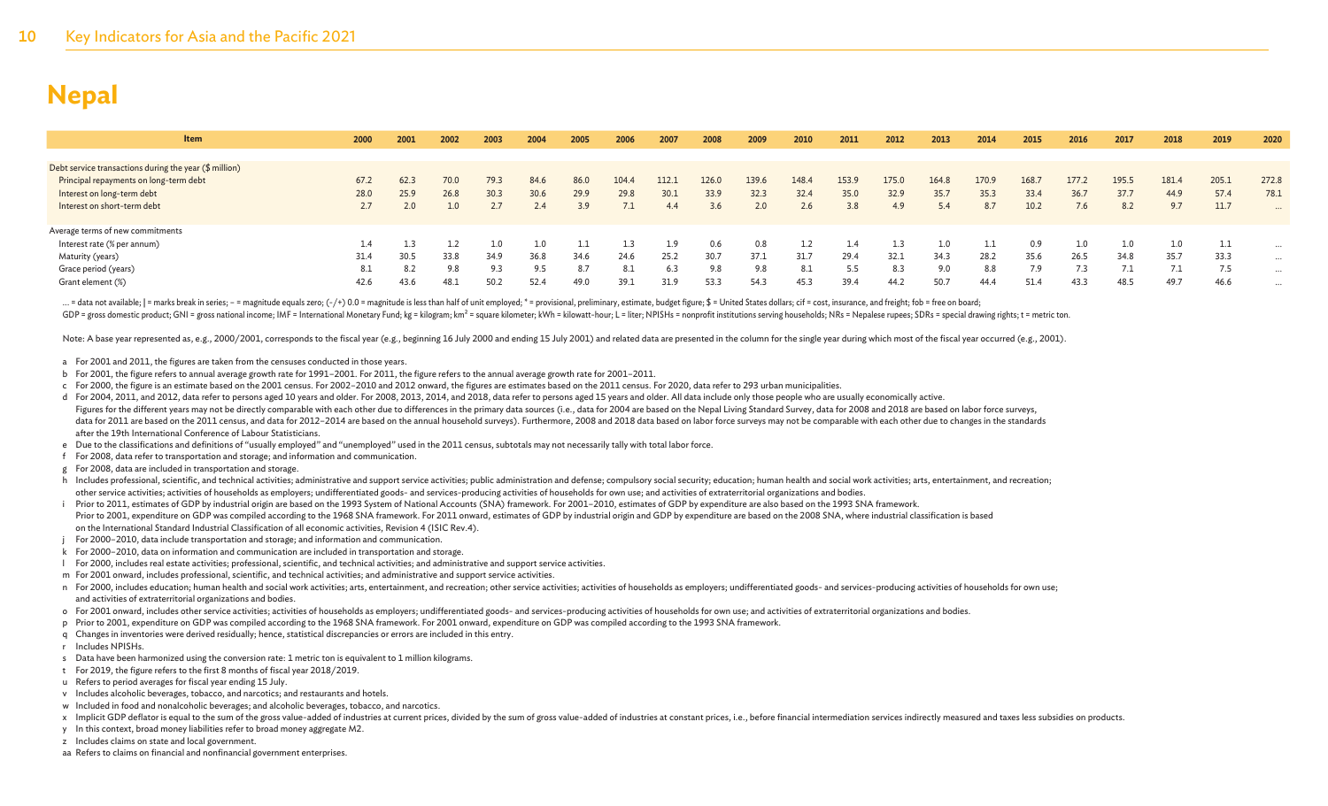# Nepal

| Item | 2000 | 2001 | 2002 | 2003 | 2004 | 2005 | 2006 | 2007 | 2008 | 2009 | 2010 | 2011 | 2012 | 2013 | 2014 | 2015 | 2016 | 2017 | 2018 | 2019 | 2020 |
|---|---|---|---|---|---|---|---|---|---|---|---|---|---|---|---|---|---|---|---|---|---|
| Debt service transactions during the year ($ million) | | | | | | | | | | | | | | | | | | | | | |
| Principal repayments on long-term debt | 67.2 | 62.3 | 70.0 | 79.3 | 84.6 | 86.0 | 104.4 | 112.1 | 126.0 | 139.6 | 148.4 | 153.9 | 175.0 | 164.8 | 170.9 | 168.7 | 177.2 | 195.5 | 181.4 | 205.1 | 272.8 |
| Interest on long-term debt | 28.0 | 25.9 | 26.8 | 30.3 | 30.6 | 29.9 | 29.8 | 30.1 | 33.9 | 32.3 | 32.4 | 35.0 | 32.9 | 35.7 | 35.3 | 33.4 | 36.7 | 37.7 | 44.9 | 57.4 | 78.1 |
| Interest on short-term debt | 2.7 | 2.0 | 1.0 | 2.7 | 2.4 | 3.9 | 7.1 | 4.4 | 3.6 | 2.0 | 2.6 | 3.8 | 4.9 | 5.4 | 8.7 | 10.2 | 7.6 | 8.2 | 9.7 | 11.7 | ... |
| Average terms of new commitments | | | | | | | | | | | | | | | | | | | | | |
| Interest rate (% per annum) | 1.4 | 1.3 | 1.2 | 1.0 | 1.0 | 1.1 | 1.3 | 1.9 | 0.6 | 0.8 | 1.2 | 1.4 | 1.3 | 1.0 | 1.1 | 0.9 | 1.0 | 1.0 | 1.0 | 1.1 | ... |
| Maturity (years) | 31.4 | 30.5 | 33.8 | 34.9 | 36.8 | 34.6 | 24.6 | 25.2 | 30.7 | 37.1 | 31.7 | 29.4 | 32.1 | 34.3 | 28.2 | 35.6 | 26.5 | 34.8 | 35.7 | 33.3 | ... |
| Grace period (years) | 8.1 | 8.2 | 9.8 | 9.3 | 9.5 | 8.7 | 8.1 | 6.3 | 9.8 | 9.8 | 8.1 | 5.5 | 8.3 | 9.0 | 8.8 | 7.9 | 7.3 | 7.1 | 7.1 | 7.5 | ... |
| Grant element (%) | 42.6 | 43.6 | 48.1 | 50.2 | 52.4 | 49.0 | 39.1 | 31.9 | 53.3 | 54.3 | 45.3 | 39.4 | 44.2 | 50.7 | 44.4 | 51.4 | 43.3 | 48.5 | 49.7 | 46.6 | ... |

... = data not available; | = marks break in series; – = magnitude equals zero; (-/+) 0.0 = magnitude is less than half of unit employed; * = provisional, preliminary, estimate, budget figure; $ = United States dollars; cif = cost, insurance, and freight; fob = free on board;
GDP = gross domestic product; GNI = gross national income; IMF = International Monetary Fund; kg = kilogram; km² = square kilometer; kWh = kilowatt-hour; L = liter; NPISHs = nonprofit institutions serving households; NRs = Nepalese rupees; SDRs = special drawing rights; t = metric ton.

Note: A base year represented as, e.g., 2000/2001, corresponds to the fiscal year (e.g., beginning 16 July 2000 and ending 15 July 2001) and related data are presented in the column for the single year during which most of the fiscal year occurred (e.g., 2001).

a For 2001 and 2011, the figures are taken from the censuses conducted in those years.
b For 2001, the figure refers to annual average growth rate for 1991–2001. For 2011, the figure refers to the annual average growth rate for 2001–2011.
c For 2000, the figure is an estimate based on the 2001 census. For 2002–2010 and 2012 onward, the figures are estimates based on the 2011 census. For 2020, data refer to 293 urban municipalities.
d For 2004, 2011, and 2012, data refer to persons aged 10 years and older. For 2008, 2013, 2014, and 2018, data refer to persons aged 15 years and older. All data include only those people who are usually economically active.
Figures for the different years may not be directly comparable with each other due to differences in the primary data sources (i.e., data for 2004 are based on the Nepal Living Standard Survey, data for 2008 and 2018 are based on labor force surveys, data for 2011 are based on the 2011 census, and data for 2012–2014 are based on the annual household surveys). Furthermore, 2008 and 2018 data based on labor force surveys may not be comparable with each other due to changes in the standards after the 19th International Conference of Labour Statisticians.
e Due to the classifications and definitions of "usually employed" and "unemployed" used in the 2011 census, subtotals may not necessarily tally with total labor force.
f For 2008, data refer to transportation and storage; and information and communication.
g For 2008, data are included in transportation and storage.
h Includes professional, scientific, and technical activities; administrative and support service activities; public administration and defense; compulsory social security; education; human health and social work activities; arts, entertainment, and recreation; other service activities; activities of households as employers; undifferentiated goods- and services-producing activities of households for own use; and activities of extraterritorial organizations and bodies.
i Prior to 2011, estimates of GDP by industrial origin are based on the 1993 System of National Accounts (SNA) framework. For 2001–2010, estimates of GDP by expenditure are also based on the 1993 SNA framework.
Prior to 2001, expenditure on GDP was compiled according to the 1968 SNA framework. For 2011 onward, estimates of GDP by industrial origin and GDP by expenditure are based on the 2008 SNA, where industrial classification is based on the International Standard Industrial Classification of all economic activities, Revision 4 (ISIC Rev.4).
j For 2000–2010, data include transportation and storage; and information and communication.
k For 2000–2010, data on information and communication are included in transportation and storage.
l For 2000, includes real estate activities; professional, scientific, and technical activities; and administrative and support service activities.
m For 2001 onward, includes professional, scientific, and technical activities; and administrative and support service activities.
n For 2000, includes education; human health and social work activities; arts, entertainment, and recreation; other service activities; activities of households as employers; undifferentiated goods- and services-producing activities of households for own use; and activities of extraterritorial organizations and bodies.
o For 2001 onward, includes other service activities; activities of households as employers; undifferentiated goods- and services-producing activities of households for own use; and activities of extraterritorial organizations and bodies.
p Prior to 2001, expenditure on GDP was compiled according to the 1968 SNA framework. For 2001 onward, expenditure on GDP was compiled according to the 1993 SNA framework.
q Changes in inventories were derived residually; hence, statistical discrepancies or errors are included in this entry.
r Includes NPISHs.
s Data have been harmonized using the conversion rate: 1 metric ton is equivalent to 1 million kilograms.
t For 2019, the figure refers to the first 8 months of fiscal year 2018/2019.
u Refers to period averages for fiscal year ending 15 July.
v Includes alcoholic beverages, tobacco, and narcotics; and restaurants and hotels.
w Included in food and nonalcoholic beverages; and alcoholic beverages, tobacco, and narcotics.
x Implicit GDP deflator is equal to the sum of the gross value-added of industries at current prices, divided by the sum of gross value-added of industries at constant prices, i.e., before financial intermediation services indirectly measured and taxes less subsidies on products.
y In this context, broad money liabilities refer to broad money aggregate M2.
z Includes claims on state and local government.
aa Refers to claims on financial and nonfinancial government enterprises.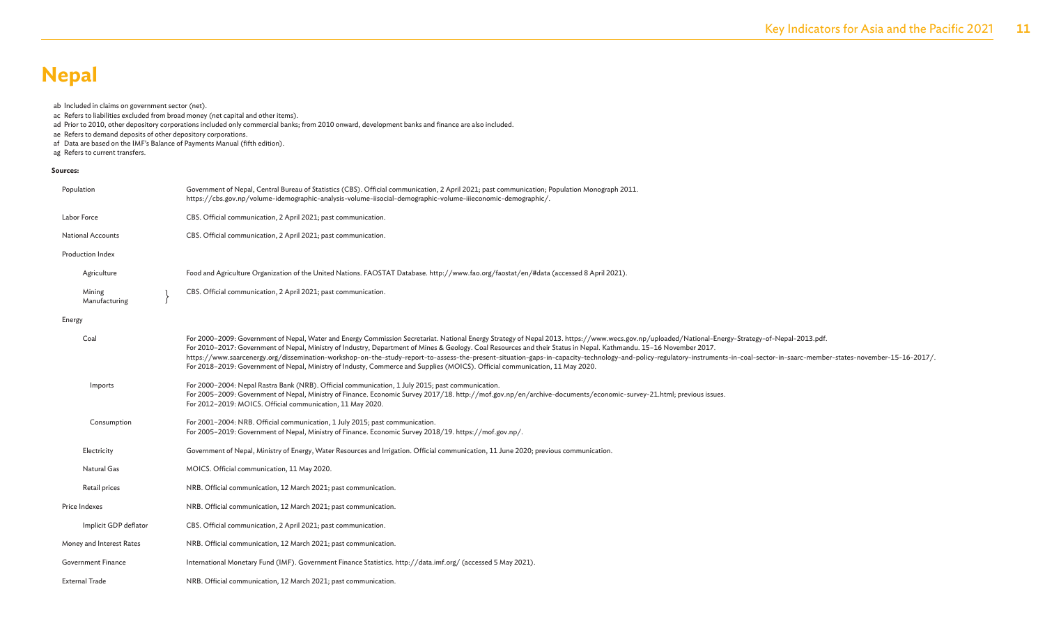# Nepal

ab Included in claims on government sector (net).
ac Refers to liabilities excluded from broad money (net capital and other items).
ad Prior to 2010, other depository corporations included only commercial banks; from 2010 onward, development banks and finance are also included.
ae Refers to demand deposits of other depository corporations.
af Data are based on the IMF's Balance of Payments Manual (fifth edition).
ag Refers to current transfers.

**Sources:**

| | |
|---|---|
| Population | Government of Nepal, Central Bureau of Statistics (CBS). Official communication, 2 April 2021; past communication; Population Monograph 2011. https://cbs.gov.np/volume-idemographic-analysis-volume-iisocial-demographic-volume-iiieconomic-demographic/. |
| Labor Force | CBS. Official communication, 2 April 2021; past communication. |
| National Accounts | CBS. Official communication, 2 April 2021; past communication. |
| Production Index | |
| Agriculture | Food and Agriculture Organization of the United Nations. FAOSTAT Database. http://www.fao.org/faostat/en/#data (accessed 8 April 2021). |
| Mining, Manufacturing | CBS. Official communication, 2 April 2021; past communication. |
| Energy | |
| Coal | For 2000–2009: Government of Nepal, Water and Energy Commission Secretariat. National Energy Strategy of Nepal 2013. https://www.wecs.gov.np/uploaded/National-Energy-Strategy-of-Nepal-2013.pdf. For 2010–2017: Government of Nepal, Ministry of Industry, Department of Mines & Geology. Coal Resources and their Status in Nepal. Kathmandu. 15–16 November 2017. https://www.saarcenergy.org/dissemination-workshop-on-the-study-report-to-assess-the-present-situation-gaps-in-capacity-technology-and-policy-regulatory-instruments-in-coal-sector-in-saarc-member-states-november-15-16-2017/. For 2018–2019: Government of Nepal, Ministry of Industy, Commerce and Supplies (MOICS). Official communication, 11 May 2020. |
| Imports | For 2000–2004: Nepal Rastra Bank (NRB). Official communication, 1 July 2015; past communication. For 2005–2009: Government of Nepal, Ministry of Finance. Economic Survey 2017/18. http://mof.gov.np/en/archive-documents/economic-survey-21.html; previous issues. For 2012–2019: MOICS. Official communication, 11 May 2020. |
| Consumption | For 2001–2004: NRB. Official communication, 1 July 2015; past communication. For 2005–2019: Government of Nepal, Ministry of Finance. Economic Survey 2018/19. https://mof.gov.np/. |
| Electricity | Government of Nepal, Ministry of Energy, Water Resources and Irrigation. Official communication, 11 June 2020; previous communication. |
| Natural Gas | MOICS. Official communication, 11 May 2020. |
| Retail prices | NRB. Official communication, 12 March 2021; past communication. |
| Price Indexes | NRB. Official communication, 12 March 2021; past communication. |
| Implicit GDP deflator | CBS. Official communication, 2 April 2021; past communication. |
| Money and Interest Rates | NRB. Official communication, 12 March 2021; past communication. |
| Government Finance | International Monetary Fund (IMF). Government Finance Statistics. http://data.imf.org/ (accessed 5 May 2021). |
| External Trade | NRB. Official communication, 12 March 2021; past communication. |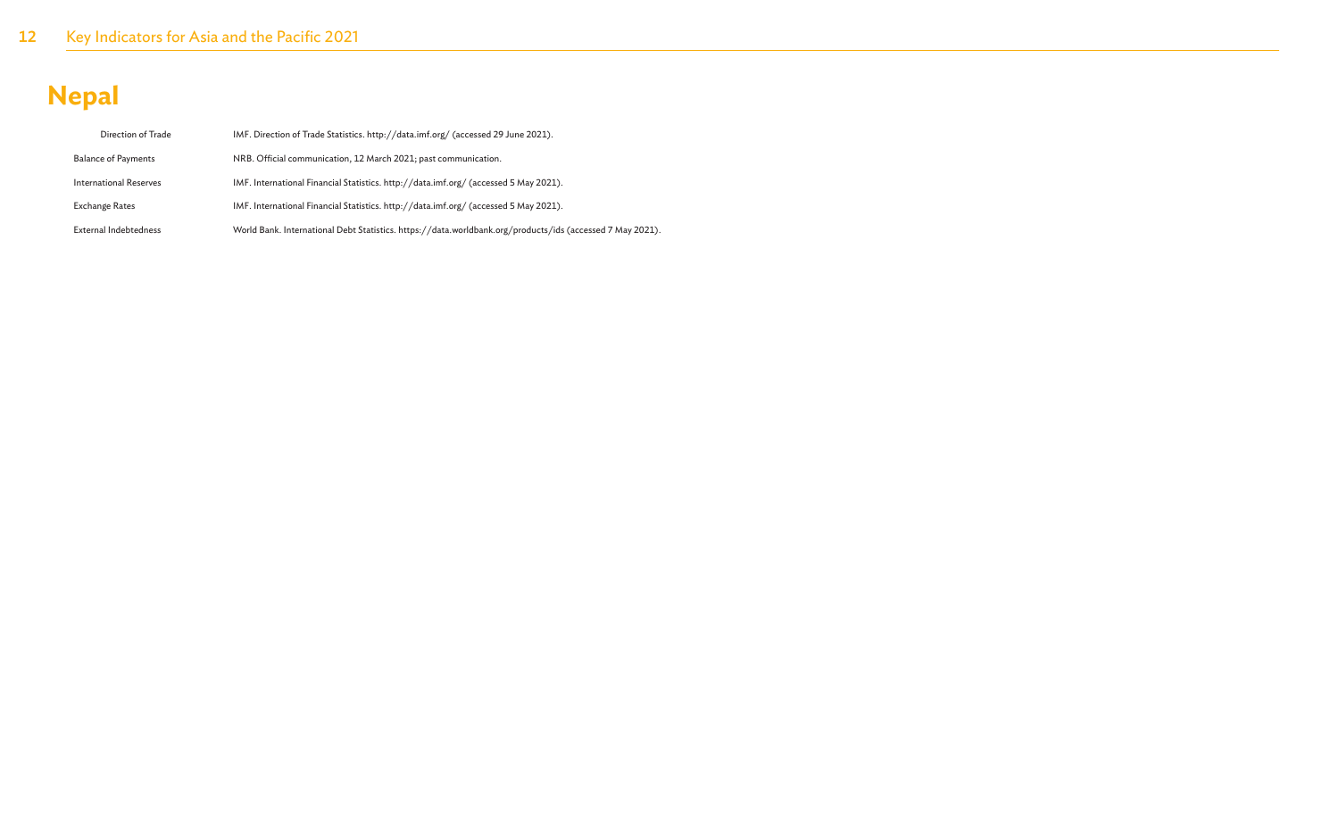# Nepal

| | |
|---|---|
| Direction of Trade | IMF. Direction of Trade Statistics. http://data.imf.org/ (accessed 29 June 2021). |
| Balance of Payments | NRB. Official communication, 12 March 2021; past communication. |
| International Reserves | IMF. International Financial Statistics. http://data.imf.org/ (accessed 5 May 2021). |
| Exchange Rates | IMF. International Financial Statistics. http://data.imf.org/ (accessed 5 May 2021). |
| External Indebtedness | World Bank. International Debt Statistics. https://data.worldbank.org/products/ids (accessed 7 May 2021). |